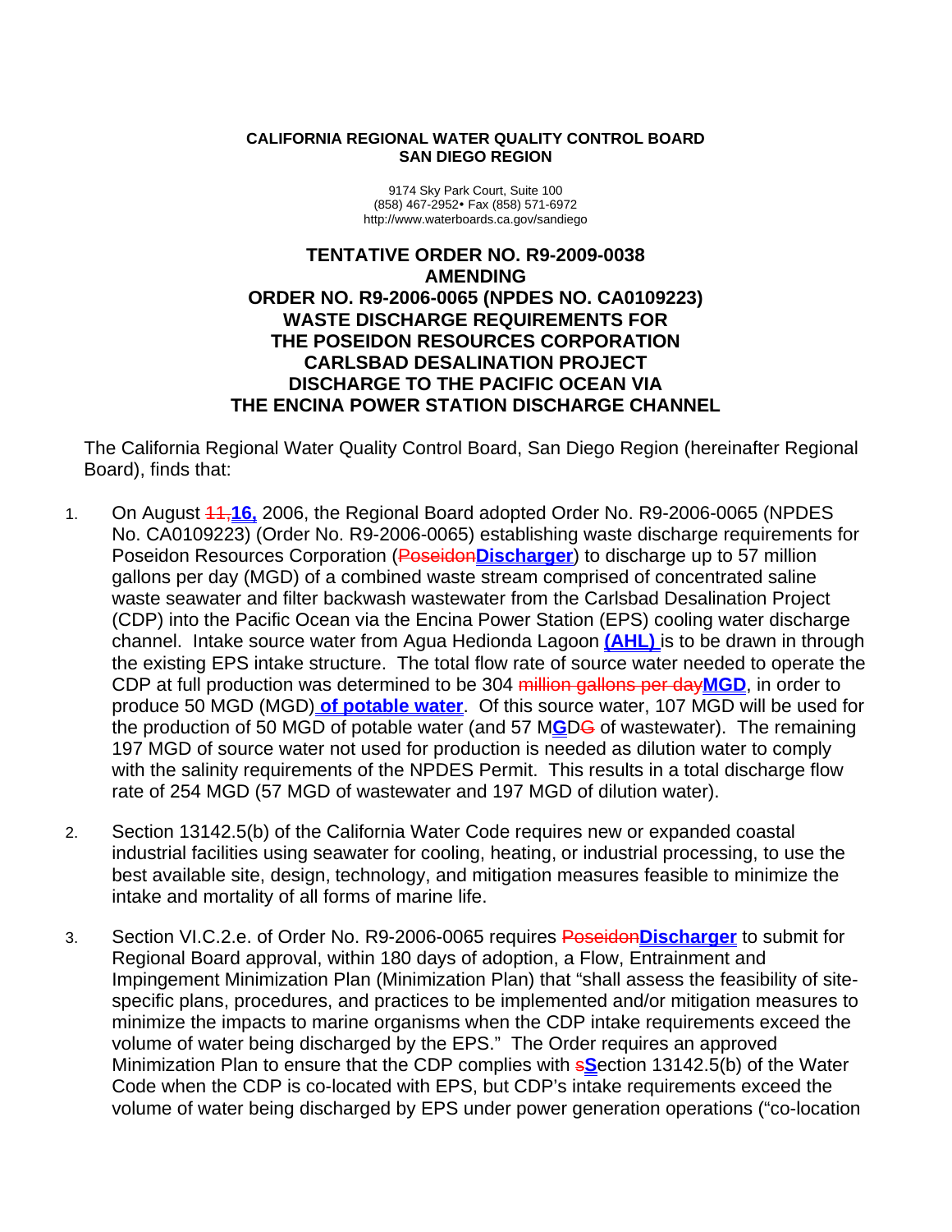**CALIFORNIA REGIONAL WATER QUALITY CONTROL BOARD**
**SAN DIEGO REGION**

9174 Sky Park Court, Suite 100
(858) 467-2952• Fax (858) 571-6972
http://www.waterboards.ca.gov/sandiego

# TENTATIVE ORDER NO. R9-2009-0038 AMENDING ORDER NO. R9-2006-0065 (NPDES NO. CA0109223) WASTE DISCHARGE REQUIREMENTS FOR THE POSEIDON RESOURCES CORPORATION CARLSBAD DESALINATION PROJECT DISCHARGE TO THE PACIFIC OCEAN VIA THE ENCINA POWER STATION DISCHARGE CHANNEL

The California Regional Water Quality Control Board, San Diego Region (hereinafter Regional Board), finds that:

1. On August ~~11,~~**16,** 2006, the Regional Board adopted Order No. R9-2006-0065 (NPDES No. CA0109223) (Order No. R9-2006-0065) establishing waste discharge requirements for Poseidon Resources Corporation (~~Poseidon~~**Discharger**) to discharge up to 57 million gallons per day (MGD) of a combined waste stream comprised of concentrated saline waste seawater and filter backwash wastewater from the Carlsbad Desalination Project (CDP) into the Pacific Ocean via the Encina Power Station (EPS) cooling water discharge channel. Intake source water from Agua Hedionda Lagoon **(AHL)** is to be drawn in through the existing EPS intake structure. The total flow rate of source water needed to operate the CDP at full production was determined to be 304 ~~million gallons per day~~**MGD**, in order to produce 50 MGD (MGD) **of potable water**. Of this source water, 107 MGD will be used for the production of 50 MGD of potable water (and 57 M**G**D~~G~~ of wastewater). The remaining 197 MGD of source water not used for production is needed as dilution water to comply with the salinity requirements of the NPDES Permit. This results in a total discharge flow rate of 254 MGD (57 MGD of wastewater and 197 MGD of dilution water).

2. Section 13142.5(b) of the California Water Code requires new or expanded coastal industrial facilities using seawater for cooling, heating, or industrial processing, to use the best available site, design, technology, and mitigation measures feasible to minimize the intake and mortality of all forms of marine life.

3. Section VI.C.2.e. of Order No. R9-2006-0065 requires ~~Poseidon~~**Discharger** to submit for Regional Board approval, within 180 days of adoption, a Flow, Entrainment and Impingement Minimization Plan (Minimization Plan) that "shall assess the feasibility of site-specific plans, procedures, and practices to be implemented and/or mitigation measures to minimize the impacts to marine organisms when the CDP intake requirements exceed the volume of water being discharged by the EPS." The Order requires an approved Minimization Plan to ensure that the CDP complies with ~~s~~**S**ection 13142.5(b) of the Water Code when the CDP is co-located with EPS, but CDP's intake requirements exceed the volume of water being discharged by EPS under power generation operations ("co-location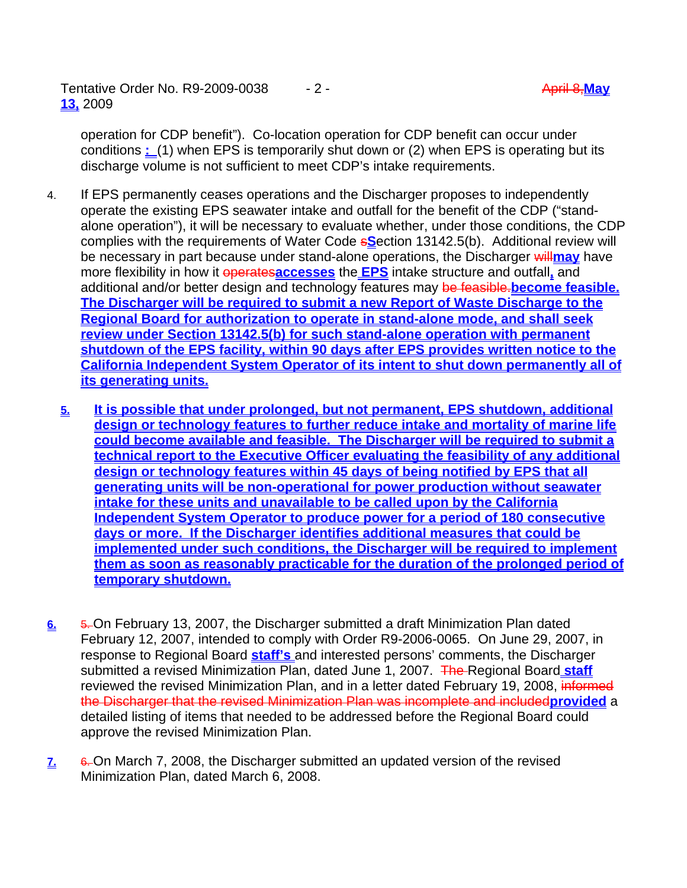operation for CDP benefit"). Co-location operation for CDP benefit can occur under conditions **:** (1) when EPS is temporarily shut down or (2) when EPS is operating but its discharge volume is not sufficient to meet CDP's intake requirements.

4. If EPS permanently ceases operations and the Discharger proposes to independently operate the existing EPS seawater intake and outfall for the benefit of the CDP ("stand-alone operation"), it will be necessary to evaluate whether, under those conditions, the CDP complies with the requirements of Water Code ~~s~~**S**ection 13142.5(b). Additional review will be necessary in part because under stand-alone operations, the Discharger ~~will~~**may** have more flexibility in how it ~~operates~~**accesses** the **EPS** intake structure and outfall**,** and additional and/or better design and technology features may ~~be feasible.~~**become feasible. The Discharger will be required to submit a new Report of Waste Discharge to the Regional Board for authorization to operate in stand-alone mode, and shall seek review under Section 13142.5(b) for such stand-alone operation with permanent shutdown of the EPS facility, within 90 days after EPS provides written notice to the California Independent System Operator of its intent to shut down permanently all of its generating units.**

5. **It is possible that under prolonged, but not permanent, EPS shutdown, additional design or technology features to further reduce intake and mortality of marine life could become available and feasible. The Discharger will be required to submit a technical report to the Executive Officer evaluating the feasibility of any additional design or technology features within 45 days of being notified by EPS that all generating units will be non-operational for power production without seawater intake for these units and unavailable to be called upon by the California Independent System Operator to produce power for a period of 180 consecutive days or more. If the Discharger identifies additional measures that could be implemented under such conditions, the Discharger will be required to implement them as soon as reasonably practicable for the duration of the prolonged period of temporary shutdown.**

6. ~~5.~~ On February 13, 2007, the Discharger submitted a draft Minimization Plan dated February 12, 2007, intended to comply with Order R9-2006-0065. On June 29, 2007, in response to Regional Board **staff's** and interested persons' comments, the Discharger submitted a revised Minimization Plan, dated June 1, 2007. ~~The~~ Regional Board **staff** reviewed the revised Minimization Plan, and in a letter dated February 19, 2008, ~~informed the Discharger that the revised Minimization Plan was incomplete and included~~**provided** a detailed listing of items that needed to be addressed before the Regional Board could approve the revised Minimization Plan.

7. ~~6.~~ On March 7, 2008, the Discharger submitted an updated version of the revised Minimization Plan, dated March 6, 2008.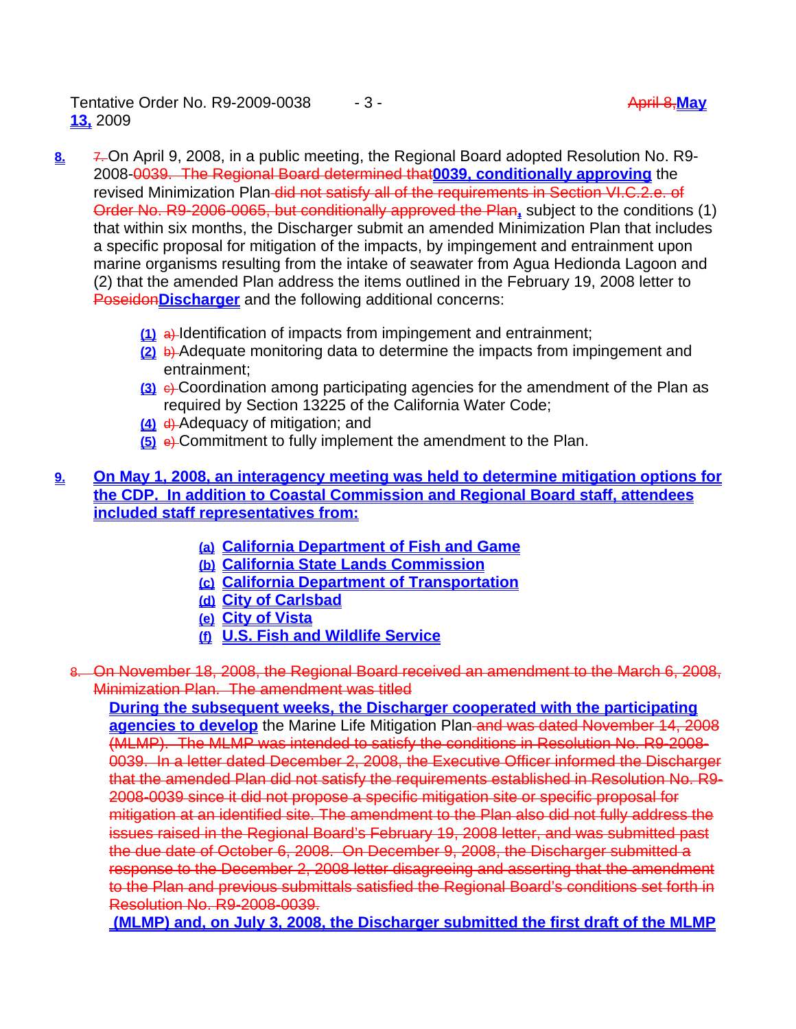**8.** ~~7.~~ On April 9, 2008, in a public meeting, the Regional Board adopted Resolution No. R9-2008-~~0039. The Regional Board determined that~~**0039, conditionally approving** the revised Minimization Plan ~~did not satisfy all of the requirements in Section VI.C.2.e. of Order No. R9-2006-0065, but conditionally approved the Plan~~**,** subject to the conditions (1) that within six months, the Discharger submit an amended Minimization Plan that includes a specific proposal for mitigation of the impacts, by impingement and entrainment upon marine organisms resulting from the intake of seawater from Agua Hedionda Lagoon and (2) that the amended Plan address the items outlined in the February 19, 2008 letter to ~~Poseidon~~**Discharger** and the following additional concerns:

- **(1)** ~~a)~~ Identification of impacts from impingement and entrainment;
- **(2)** ~~b)~~ Adequate monitoring data to determine the impacts from impingement and entrainment;
- **(3)** ~~c)~~ Coordination among participating agencies for the amendment of the Plan as required by Section 13225 of the California Water Code;
- **(4)** ~~d)~~ Adequacy of mitigation; and
- **(5)** ~~e)~~ Commitment to fully implement the amendment to the Plan.

**9.** **On May 1, 2008, an interagency meeting was held to determine mitigation options for the CDP. In addition to Coastal Commission and Regional Board staff, attendees included staff representatives from:**

- **(a) California Department of Fish and Game**
- **(b) California State Lands Commission**
- **(c) California Department of Transportation**
- **(d) City of Carlsbad**
- **(e) City of Vista**
- **(f) U.S. Fish and Wildlife Service**

~~8. On November 18, 2008, the Regional Board received an amendment to the March 6, 2008, Minimization Plan. The amendment was titled~~ **During the subsequent weeks, the Discharger cooperated with the participating agencies to develop** the Marine Life Mitigation Plan ~~and was dated November 14, 2008 (MLMP). The MLMP was intended to satisfy the conditions in Resolution No. R9-2008-0039. In a letter dated December 2, 2008, the Executive Officer informed the Discharger that the amended Plan did not satisfy the requirements established in Resolution No. R9-2008-0039 since it did not propose a specific mitigation site or specific proposal for mitigation at an identified site. The amendment to the Plan also did not fully address the issues raised in the Regional Board's February 19, 2008 letter, and was submitted past the due date of October 6, 2008. On December 9, 2008, the Discharger submitted a response to the December 2, 2008 letter disagreeing and asserting that the amendment to the Plan and previous submittals satisfied the Regional Board's conditions set forth in Resolution No. R9-2008-0039.~~ **(MLMP) and, on July 3, 2008, the Discharger submitted the first draft of the MLMP**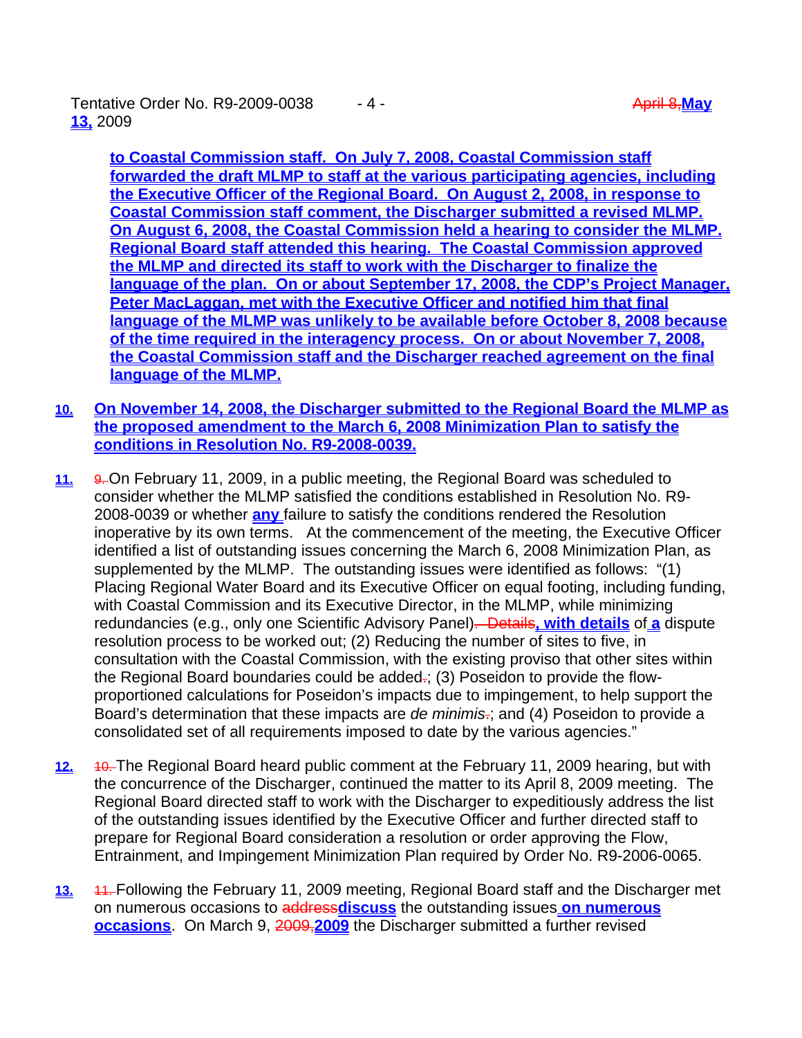to Coastal Commission staff. On July 7, 2008, Coastal Commission staff forwarded the draft MLMP to staff at the various participating agencies, including the Executive Officer of the Regional Board. On August 2, 2008, in response to Coastal Commission staff comment, the Discharger submitted a revised MLMP. On August 6, 2008, the Coastal Commission held a hearing to consider the MLMP. Regional Board staff attended this hearing. The Coastal Commission approved the MLMP and directed its staff to work with the Discharger to finalize the language of the plan. On or about September 17, 2008, the CDP's Project Manager, Peter MacLaggan, met with the Executive Officer and notified him that final language of the MLMP was unlikely to be available before October 8, 2008 because of the time required in the interagency process. On or about November 7, 2008, the Coastal Commission staff and the Discharger reached agreement on the final language of the MLMP.

10. On November 14, 2008, the Discharger submitted to the Regional Board the MLMP as the proposed amendment to the March 6, 2008 Minimization Plan to satisfy the conditions in Resolution No. R9-2008-0039.

11. ~~9.~~ On February 11, 2009, in a public meeting, the Regional Board was scheduled to consider whether the MLMP satisfied the conditions established in Resolution No. R9-2008-0039 or whether **any** failure to satisfy the conditions rendered the Resolution inoperative by its own terms. At the commencement of the meeting, the Executive Officer identified a list of outstanding issues concerning the March 6, 2008 Minimization Plan, as supplemented by the MLMP. The outstanding issues were identified as follows: "(1) Placing Regional Water Board and its Executive Officer on equal footing, including funding, with Coastal Commission and its Executive Director, in the MLMP, while minimizing redundancies (e.g., only one Scientific Advisory Panel)~~. Details~~**, with details** of **a** dispute resolution process to be worked out; (2) Reducing the number of sites to five, in consultation with the Coastal Commission, with the existing proviso that other sites within the Regional Board boundaries could be added~~.~~; (3) Poseidon to provide the flow-proportioned calculations for Poseidon's impacts due to impingement, to help support the Board's determination that these impacts are *de minimis*~~.~~; and (4) Poseidon to provide a consolidated set of all requirements imposed to date by the various agencies."

12. ~~10.~~ The Regional Board heard public comment at the February 11, 2009 hearing, but with the concurrence of the Discharger, continued the matter to its April 8, 2009 meeting. The Regional Board directed staff to work with the Discharger to expeditiously address the list of the outstanding issues identified by the Executive Officer and further directed staff to prepare for Regional Board consideration a resolution or order approving the Flow, Entrainment, and Impingement Minimization Plan required by Order No. R9-2006-0065.

13. ~~11.~~ Following the February 11, 2009 meeting, Regional Board staff and the Discharger met ~~on numerous occasions~~ to ~~address~~**discuss** the outstanding issues **on numerous occasions**. On March 9, ~~2009,~~**2009** the Discharger submitted a further revised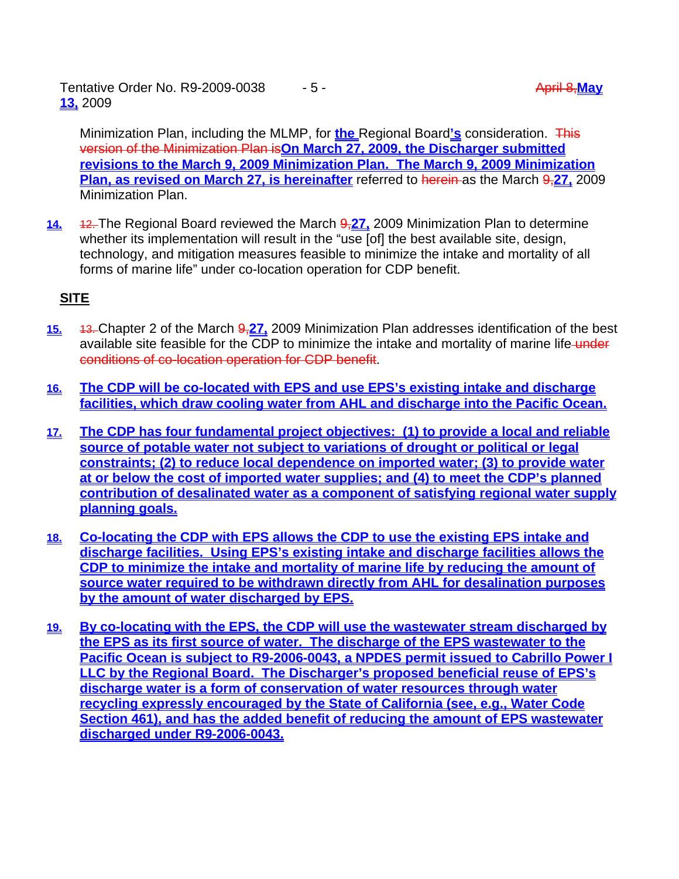Minimization Plan, including the MLMP, for **the** Regional Board**'s** consideration. ~~This version of the Minimization Plan is~~**On March 27, 2009, the Discharger submitted revisions to the March 9, 2009 Minimization Plan. The March 9, 2009 Minimization Plan, as revised on March 27, is hereinafter** referred to ~~herein~~ as the March ~~9,~~**27,** 2009 Minimization Plan.

**14.** ~~12.~~ The Regional Board reviewed the March ~~9,~~**27,** 2009 Minimization Plan to determine whether its implementation will result in the "use [of] the best available site, design, technology, and mitigation measures feasible to minimize the intake and mortality of all forms of marine life" under co-location operation for CDP benefit.

## SITE

**15.** ~~13.~~ Chapter 2 of the March ~~9,~~**27,** 2009 Minimization Plan addresses identification of the best available site feasible for the CDP to minimize the intake and mortality of marine life ~~under conditions of co-location operation for CDP benefit~~.

**16.** **The CDP will be co-located with EPS and use EPS's existing intake and discharge facilities, which draw cooling water from AHL and discharge into the Pacific Ocean.**

**17.** **The CDP has four fundamental project objectives: (1) to provide a local and reliable source of potable water not subject to variations of drought or political or legal constraints; (2) to reduce local dependence on imported water; (3) to provide water at or below the cost of imported water supplies; and (4) to meet the CDP's planned contribution of desalinated water as a component of satisfying regional water supply planning goals.**

**18.** **Co-locating the CDP with EPS allows the CDP to use the existing EPS intake and discharge facilities. Using EPS's existing intake and discharge facilities allows the CDP to minimize the intake and mortality of marine life by reducing the amount of source water required to be withdrawn directly from AHL for desalination purposes by the amount of water discharged by EPS.**

**19.** **By co-locating with the EPS, the CDP will use the wastewater stream discharged by the EPS as its first source of water. The discharge of the EPS wastewater to the Pacific Ocean is subject to R9-2006-0043, a NPDES permit issued to Cabrillo Power I LLC by the Regional Board. The Discharger's proposed beneficial reuse of EPS's discharge water is a form of conservation of water resources through water recycling expressly encouraged by the State of California (see, e.g., Water Code Section 461), and has the added benefit of reducing the amount of EPS wastewater discharged under R9-2006-0043.**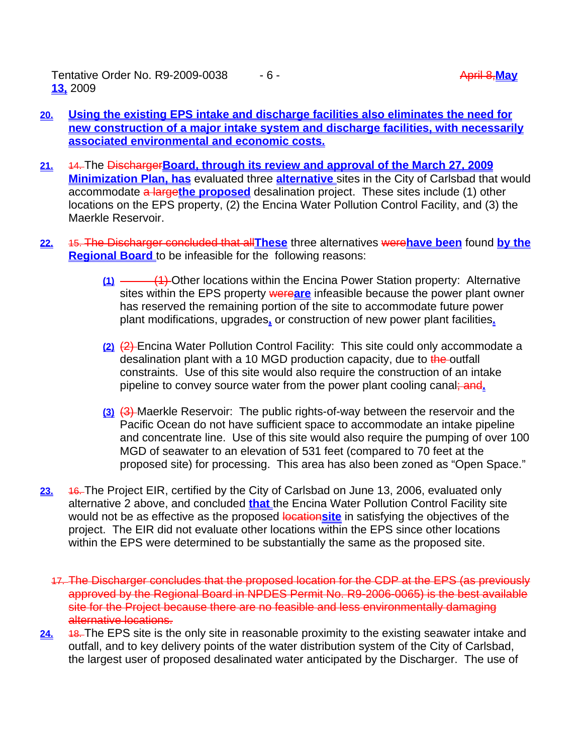20. Using the existing EPS intake and discharge facilities also eliminates the need for new construction of a major intake system and discharge facilities, with necessarily associated environmental and economic costs.

21. ~~14.~~ The ~~Discharger~~**Board, through its review and approval of the March 27, 2009 Minimization Plan, has** evaluated three **alternative** sites in the City of Carlsbad that would accommodate ~~a large~~**the proposed** desalination project. These sites include (1) other locations on the EPS property, (2) the Encina Water Pollution Control Facility, and (3) the Maerkle Reservoir.

22. ~~15. The Discharger concluded that all~~**These** three alternatives ~~were~~**have been** found **by the Regional Board** to be infeasible for the following reasons:

   (1) ~~(1)~~ Other locations within the Encina Power Station property: Alternative sites within the EPS property ~~were~~**are** infeasible because the power plant owner has reserved the remaining portion of the site to accommodate future power plant modifications, upgrades**,** or construction of new power plant facilities**.**

   (2) ~~(2)~~ Encina Water Pollution Control Facility: This site could only accommodate a desalination plant with a 10 MGD production capacity, due to ~~the~~ outfall constraints. Use of this site would also require the construction of an intake pipeline to convey source water from the power plant cooling canal~~; and~~**.**

   (3) ~~(3)~~ Maerkle Reservoir: The public rights-of-way between the reservoir and the Pacific Ocean do not have sufficient space to accommodate an intake pipeline and concentrate line. Use of this site would also require the pumping of over 100 MGD of seawater to an elevation of 531 feet (compared to 70 feet at the proposed site) for processing. This area has also been zoned as "Open Space."

23. ~~16.~~ The Project EIR, certified by the City of Carlsbad on June 13, 2006, evaluated only alternative 2 above, and concluded **that** the Encina Water Pollution Control Facility site would not be as effective as the proposed ~~location~~**site** in satisfying the objectives of the project. The EIR did not evaluate other locations within the EPS since other locations within the EPS were determined to be substantially the same as the proposed site.

~~17. The Discharger concludes that the proposed location for the CDP at the EPS (as previously approved by the Regional Board in NPDES Permit No. R9-2006-0065) is the best available site for the Project because there are no feasible and less environmentally damaging alternative locations.~~

24. ~~18.~~ The EPS site is the only site in reasonable proximity to the existing seawater intake and outfall, and to key delivery points of the water distribution system of the City of Carlsbad, the largest user of proposed desalinated water anticipated by the Discharger. The use of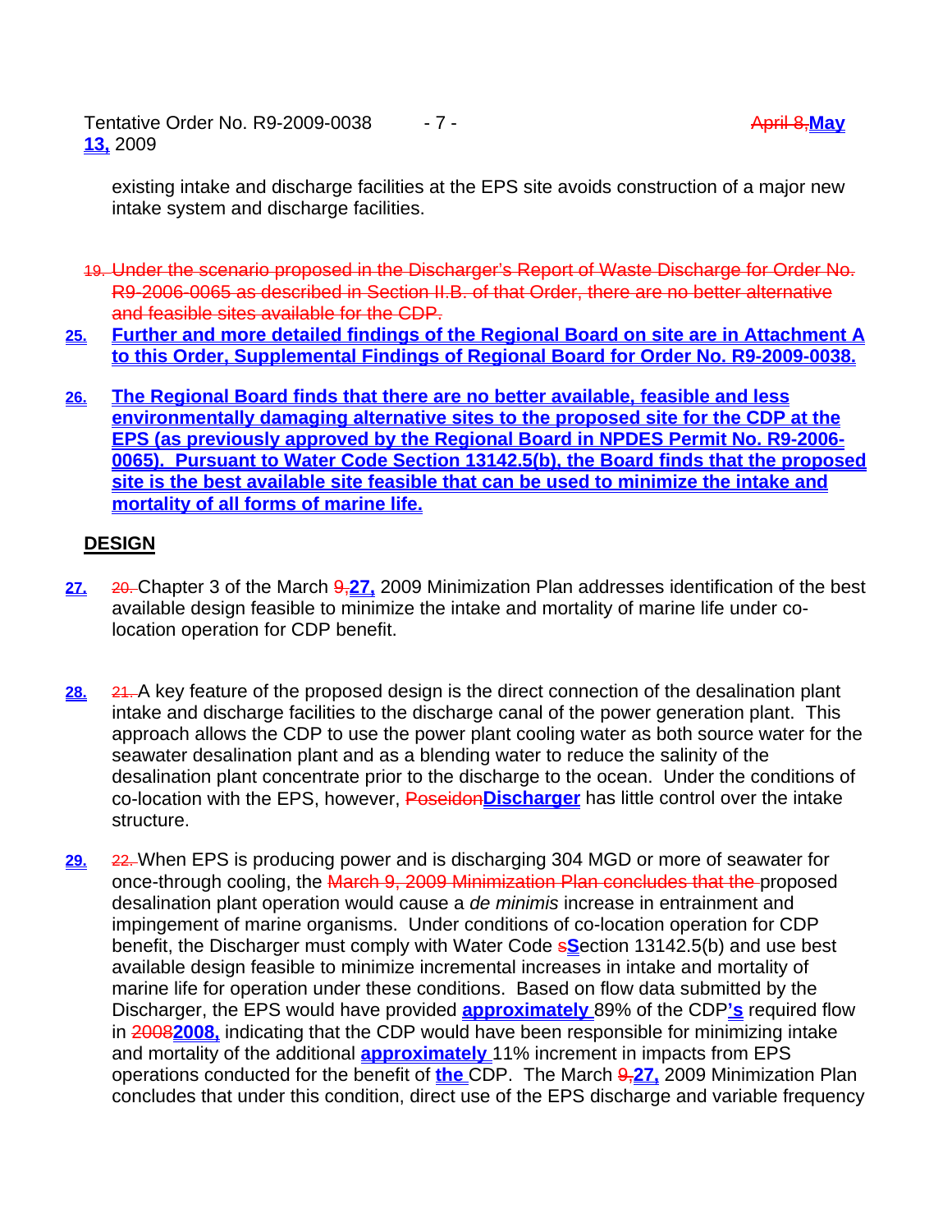existing intake and discharge facilities at the EPS site avoids construction of a major new intake system and discharge facilities.

~~19. Under the scenario proposed in the Discharger's Report of Waste Discharge for Order No. R9-2006-0065 as described in Section II.B. of that Order, there are no better alternative and feasible sites available for the CDP.~~

**25. Further and more detailed findings of the Regional Board on site are in Attachment A to this Order, Supplemental Findings of Regional Board for Order No. R9-2009-0038.**

**26. The Regional Board finds that there are no better available, feasible and less environmentally damaging alternative sites to the proposed site for the CDP at the EPS (as previously approved by the Regional Board in NPDES Permit No. R9-2006-0065). Pursuant to Water Code Section 13142.5(b), the Board finds that the proposed site is the best available site feasible that can be used to minimize the intake and mortality of all forms of marine life.**

## DESIGN

**27.** ~~20.~~ Chapter 3 of the March ~~9,~~**27,** 2009 Minimization Plan addresses identification of the best available design feasible to minimize the intake and mortality of marine life under co-location operation for CDP benefit.

**28.** ~~21.~~ A key feature of the proposed design is the direct connection of the desalination plant intake and discharge facilities to the discharge canal of the power generation plant. This approach allows the CDP to use the power plant cooling water as both source water for the seawater desalination plant and as a blending water to reduce the salinity of the desalination plant concentrate prior to the discharge to the ocean. Under the conditions of co-location with the EPS, however, ~~Poseidon~~**Discharger** has little control over the intake structure.

**29.** ~~22.~~ When EPS is producing power and is discharging 304 MGD or more of seawater for once-through cooling, the ~~March 9, 2009 Minimization Plan concludes that the~~ proposed desalination plant operation would cause a *de minimis* increase in entrainment and impingement of marine organisms. Under conditions of co-location operation for CDP benefit, the Discharger must comply with Water Code ~~s~~**S**ection 13142.5(b) and use best available design feasible to minimize incremental increases in intake and mortality of marine life for operation under these conditions. Based on flow data submitted by the Discharger, the EPS would have provided **approximately** 89% of the CDP**'s** required flow in ~~2008~~**2008,** indicating that the CDP would have been responsible for minimizing intake and mortality of the additional **approximately** 11% increment in impacts from EPS operations conducted for the benefit of **the** CDP. The March ~~9,~~**27,** 2009 Minimization Plan concludes that under this condition, direct use of the EPS discharge and variable frequency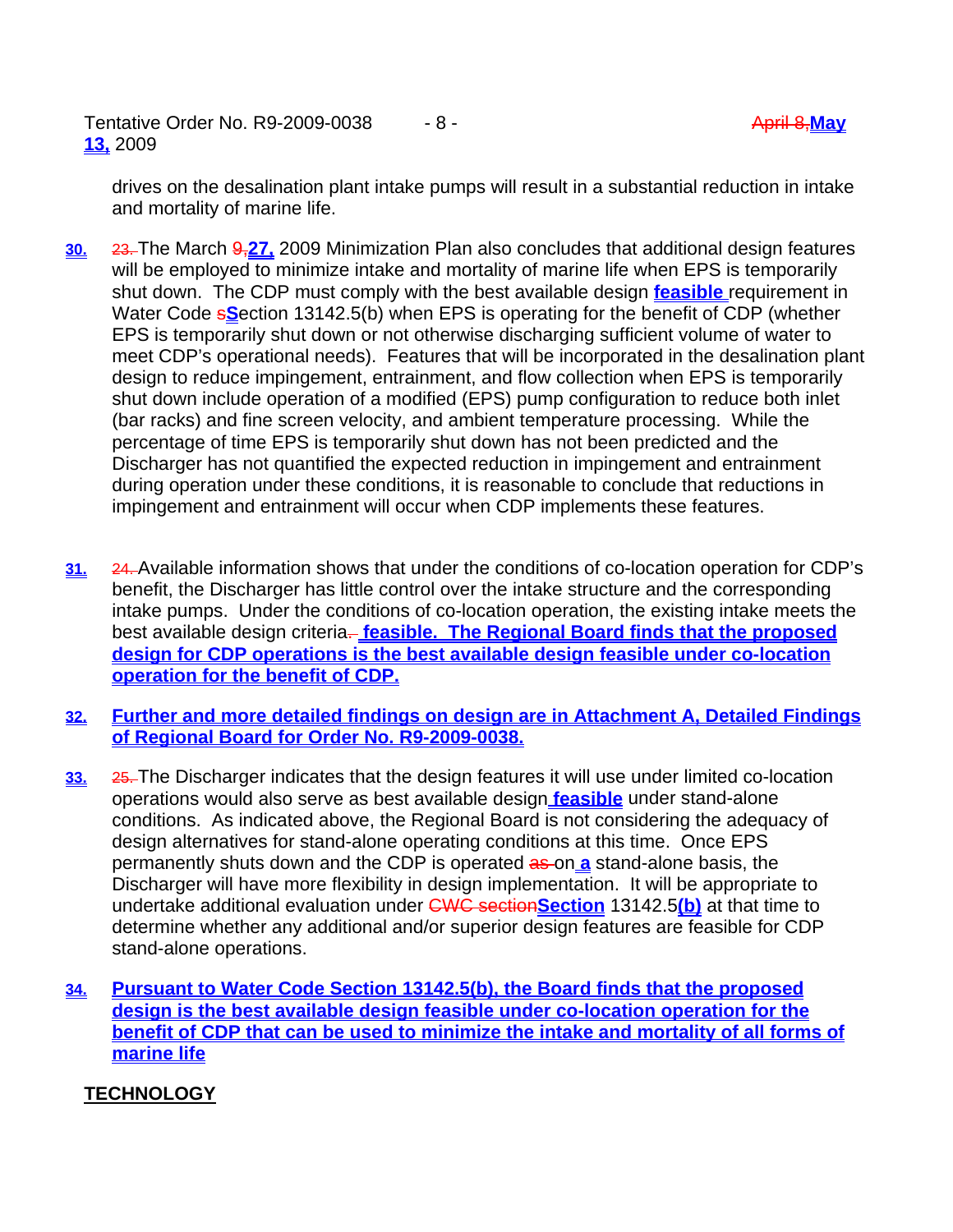drives on the desalination plant intake pumps will result in a substantial reduction in intake and mortality of marine life.

**30.** ~~23.~~ The March ~~9,~~ **27,** 2009 Minimization Plan also concludes that additional design features will be employed to minimize intake and mortality of marine life when EPS is temporarily shut down. The CDP must comply with the best available design **feasible** requirement in Water Code ~~s~~**S**ection 13142.5(b) when EPS is operating for the benefit of CDP (whether EPS is temporarily shut down or not otherwise discharging sufficient volume of water to meet CDP's operational needs). Features that will be incorporated in the desalination plant design to reduce impingement, entrainment, and flow collection when EPS is temporarily shut down include operation of a modified (EPS) pump configuration to reduce both inlet (bar racks) and fine screen velocity, and ambient temperature processing. While the percentage of time EPS is temporarily shut down has not been predicted and the Discharger has not quantified the expected reduction in impingement and entrainment during operation under these conditions, it is reasonable to conclude that reductions in impingement and entrainment will occur when CDP implements these features.

**31.** ~~24.~~ Available information shows that under the conditions of co-location operation for CDP's benefit, the Discharger has little control over the intake structure and the corresponding intake pumps. Under the conditions of co-location operation, the existing intake meets the best available design criteria~~.~~ **feasible. The Regional Board finds that the proposed design for CDP operations is the best available design feasible under co-location operation for the benefit of CDP.**

**32.** **Further and more detailed findings on design are in Attachment A, Detailed Findings of Regional Board for Order No. R9-2009-0038.**

**33.** ~~25.~~ The Discharger indicates that the design features it will use under limited co-location operations would also serve as best available design **feasible** under stand-alone conditions. As indicated above, the Regional Board is not considering the adequacy of design alternatives for stand-alone operating conditions at this time. Once EPS permanently shuts down and the CDP is operated ~~as~~ on **a** stand-alone basis, the Discharger will have more flexibility in design implementation. It will be appropriate to undertake additional evaluation under ~~CWC section~~**Section** 13142.5**(b)** at that time to determine whether any additional and/or superior design features are feasible for CDP stand-alone operations.

**34.** **Pursuant to Water Code Section 13142.5(b), the Board finds that the proposed design is the best available design feasible under co-location operation for the benefit of CDP that can be used to minimize the intake and mortality of all forms of marine life**

## TECHNOLOGY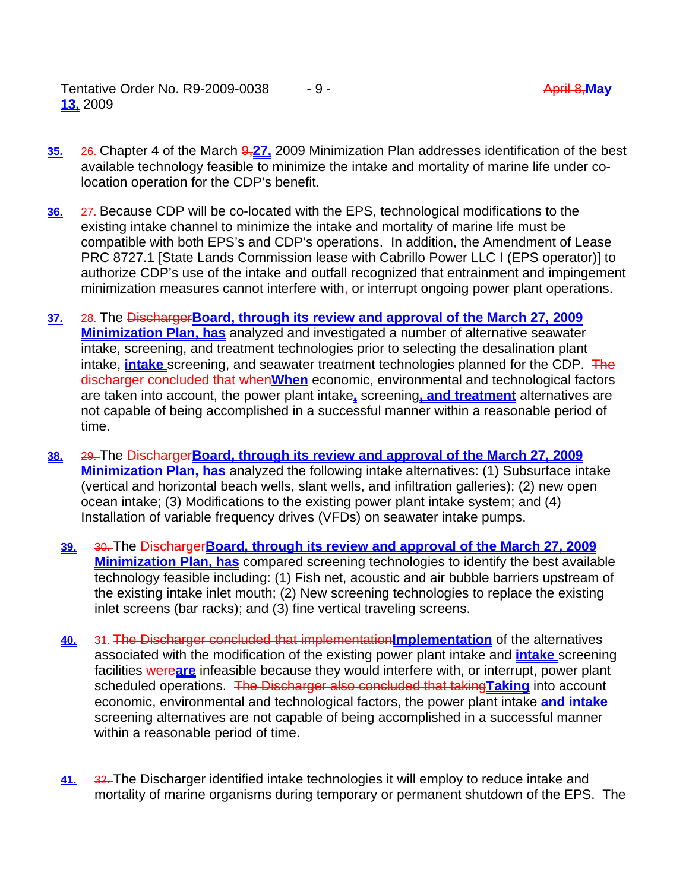35. ~~26.~~ Chapter 4 of the March ~~9,~~**27,** 2009 Minimization Plan addresses identification of the best available technology feasible to minimize the intake and mortality of marine life under co-location operation for the CDP's benefit.

36. ~~27.~~ Because CDP will be co-located with the EPS, technological modifications to the existing intake channel to minimize the intake and mortality of marine life must be compatible with both EPS's and CDP's operations. In addition, the Amendment of Lease PRC 8727.1 [State Lands Commission lease with Cabrillo Power LLC I (EPS operator)] to authorize CDP's use of the intake and outfall recognized that entrainment and impingement minimization measures cannot interfere with~~,~~ or interrupt ongoing power plant operations.

37. ~~28.~~ The ~~Discharger~~**Board, through its review and approval of the March 27, 2009 Minimization Plan, has** analyzed and investigated a number of alternative seawater intake, screening, and treatment technologies prior to selecting the desalination plant intake, **intake** screening, and seawater treatment technologies planned for the CDP. ~~The discharger concluded that when~~**When** economic, environmental and technological factors are taken into account, the power plant intake**,** screening**, and treatment** alternatives are not capable of being accomplished in a successful manner within a reasonable period of time.

38. ~~29.~~ The ~~Discharger~~**Board, through its review and approval of the March 27, 2009 Minimization Plan, has** analyzed the following intake alternatives: (1) Subsurface intake (vertical and horizontal beach wells, slant wells, and infiltration galleries); (2) new open ocean intake; (3) Modifications to the existing power plant intake system; and (4) Installation of variable frequency drives (VFDs) on seawater intake pumps.

39. ~~30.~~ The ~~Discharger~~**Board, through its review and approval of the March 27, 2009 Minimization Plan, has** compared screening technologies to identify the best available technology feasible including: (1) Fish net, acoustic and air bubble barriers upstream of the existing intake inlet mouth; (2) New screening technologies to replace the existing inlet screens (bar racks); and (3) fine vertical traveling screens.

40. ~~31. The Discharger concluded that implementation~~**Implementation** of the alternatives associated with the modification of the existing power plant intake and **intake** screening facilities ~~were~~**are** infeasible because they would interfere with, or interrupt, power plant scheduled operations. ~~The Discharger also concluded that taking~~**Taking** into account economic, environmental and technological factors, the power plant intake **and intake** screening alternatives are not capable of being accomplished in a successful manner within a reasonable period of time.

41. ~~32.~~ The Discharger identified intake technologies it will employ to reduce intake and mortality of marine organisms during temporary or permanent shutdown of the EPS. The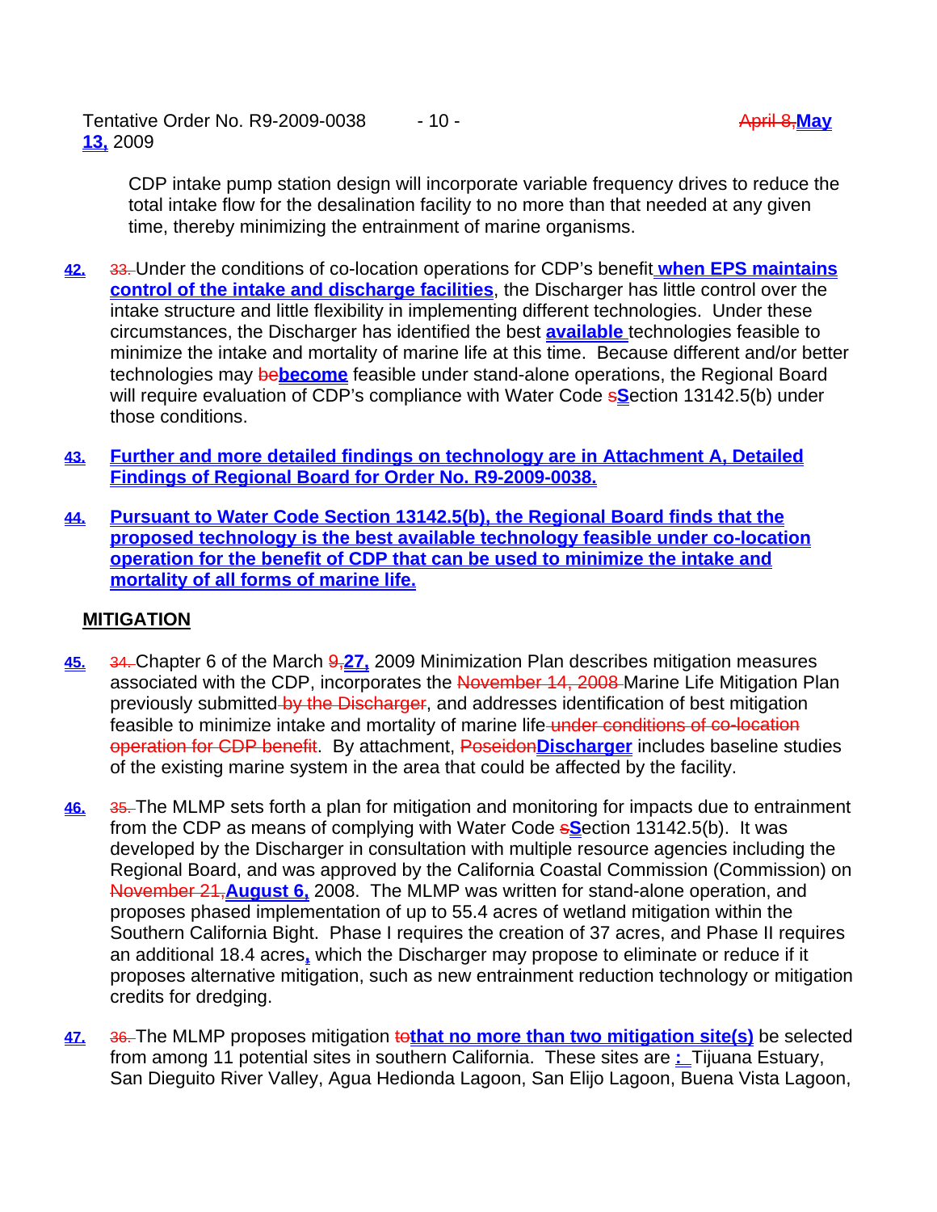CDP intake pump station design will incorporate variable frequency drives to reduce the total intake flow for the desalination facility to no more than that needed at any given time, thereby minimizing the entrainment of marine organisms.

**42.** ~~33.~~ Under the conditions of co-location operations for CDP's benefit **when EPS maintains control of the intake and discharge facilities**, the Discharger has little control over the intake structure and little flexibility in implementing different technologies. Under these circumstances, the Discharger has identified the best **available** technologies feasible to minimize the intake and mortality of marine life at this time. Because different and/or better technologies may ~~be~~**become** feasible under stand-alone operations, the Regional Board will require evaluation of CDP's compliance with Water Code ~~s~~**S**ection 13142.5(b) under those conditions.

**43. Further and more detailed findings on technology are in Attachment A, Detailed Findings of Regional Board for Order No. R9-2009-0038.**

**44. Pursuant to Water Code Section 13142.5(b), the Regional Board finds that the proposed technology is the best available technology feasible under co-location operation for the benefit of CDP that can be used to minimize the intake and mortality of all forms of marine life.**

## MITIGATION

**45.** ~~34.~~ Chapter 6 of the March ~~9,~~**27,** 2009 Minimization Plan describes mitigation measures associated with the CDP, incorporates the ~~November 14, 2008~~ Marine Life Mitigation Plan previously submitted ~~by the Discharger~~, and addresses identification of best mitigation feasible to minimize intake and mortality of marine life ~~under conditions of co-location operation for CDP benefit~~. By attachment, ~~Poseidon~~**Discharger** includes baseline studies of the existing marine system in the area that could be affected by the facility.

**46.** ~~35.~~ The MLMP sets forth a plan for mitigation and monitoring for impacts due to entrainment from the CDP as means of complying with Water Code ~~s~~**S**ection 13142.5(b). It was developed by the Discharger in consultation with multiple resource agencies including the Regional Board, and was approved by the California Coastal Commission (Commission) on ~~November 21,~~**August 6,** 2008. The MLMP was written for stand-alone operation, and proposes phased implementation of up to 55.4 acres of wetland mitigation within the Southern California Bight. Phase I requires the creation of 37 acres, and Phase II requires an additional 18.4 acres**,** which the Discharger may propose to eliminate or reduce if it proposes alternative mitigation, such as new entrainment reduction technology or mitigation credits for dredging.

**47.** ~~36.~~ The MLMP proposes mitigation ~~to~~**that no more than two mitigation site(s)** be selected from among 11 potential sites in southern California. These sites are**:** Tijuana Estuary, San Dieguito River Valley, Agua Hedionda Lagoon, San Elijo Lagoon, Buena Vista Lagoon,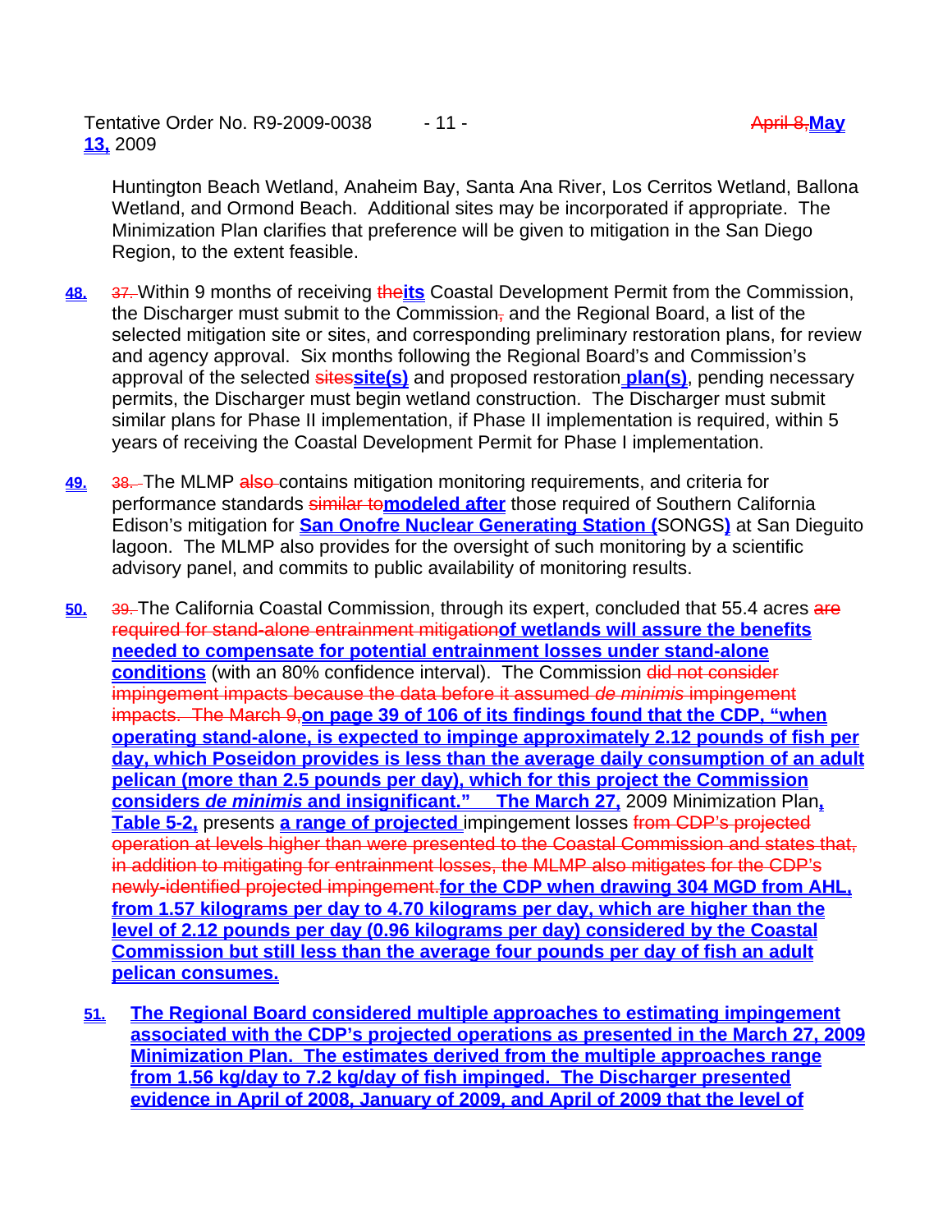Huntington Beach Wetland, Anaheim Bay, Santa Ana River, Los Cerritos Wetland, Ballona Wetland, and Ormond Beach. Additional sites may be incorporated if appropriate. The Minimization Plan clarifies that preference will be given to mitigation in the San Diego Region, to the extent feasible.

**48.** ~~37.~~ Within 9 months of receiving ~~the~~**its** Coastal Development Permit from the Commission, the Discharger must submit to the Commission~~,~~ and the Regional Board, a list of the selected mitigation site or sites, and corresponding preliminary restoration plans, for review and agency approval. Six months following the Regional Board's and Commission's approval of the selected ~~sites~~**site(s)** and proposed restoration **plan(s)**, pending necessary permits, the Discharger must begin wetland construction. The Discharger must submit similar plans for Phase II implementation, if Phase II implementation is required, within 5 years of receiving the Coastal Development Permit for Phase I implementation.

**49.** ~~38.~~ The MLMP ~~also~~ contains mitigation monitoring requirements, and criteria for performance standards ~~similar to~~**modeled after** those required of Southern California Edison's mitigation for **San Onofre Nuclear Generating Station (**SONGS**)** at San Dieguito lagoon. The MLMP also provides for the oversight of such monitoring by a scientific advisory panel, and commits to public availability of monitoring results.

**50.** ~~39.~~ The California Coastal Commission, through its expert, concluded that 55.4 acres ~~are required for stand-alone entrainment mitigation~~**of wetlands will assure the benefits needed to compensate for potential entrainment losses under stand-alone conditions** (with an 80% confidence interval). The Commission ~~did not consider impingement impacts because the data before it assumed *de minimis* impingement impacts. The March 9,~~**on page 39 of 106 of its findings found that the CDP, "when operating stand-alone, is expected to impinge approximately 2.12 pounds of fish per day, which Poseidon provides is less than the average daily consumption of an adult pelican (more than 2.5 pounds per day), which for this project the Commission considers *de minimis* and insignificant." The March 27,** 2009 Minimization Plan**, Table 5-2,** presents **a range of projected** impingement losses ~~from CDP's projected operation at levels higher than were presented to the Coastal Commission and states that, in addition to mitigating for entrainment losses, the MLMP also mitigates for the CDP's newly-identified projected impingement.~~**for the CDP when drawing 304 MGD from AHL, from 1.57 kilograms per day to 4.70 kilograms per day, which are higher than the level of 2.12 pounds per day (0.96 kilograms per day) considered by the Coastal Commission but still less than the average four pounds per day of fish an adult pelican consumes.**

**51. The Regional Board considered multiple approaches to estimating impingement associated with the CDP's projected operations as presented in the March 27, 2009 Minimization Plan. The estimates derived from the multiple approaches range from 1.56 kg/day to 7.2 kg/day of fish impinged. The Discharger presented evidence in April of 2008, January of 2009, and April of 2009 that the level of**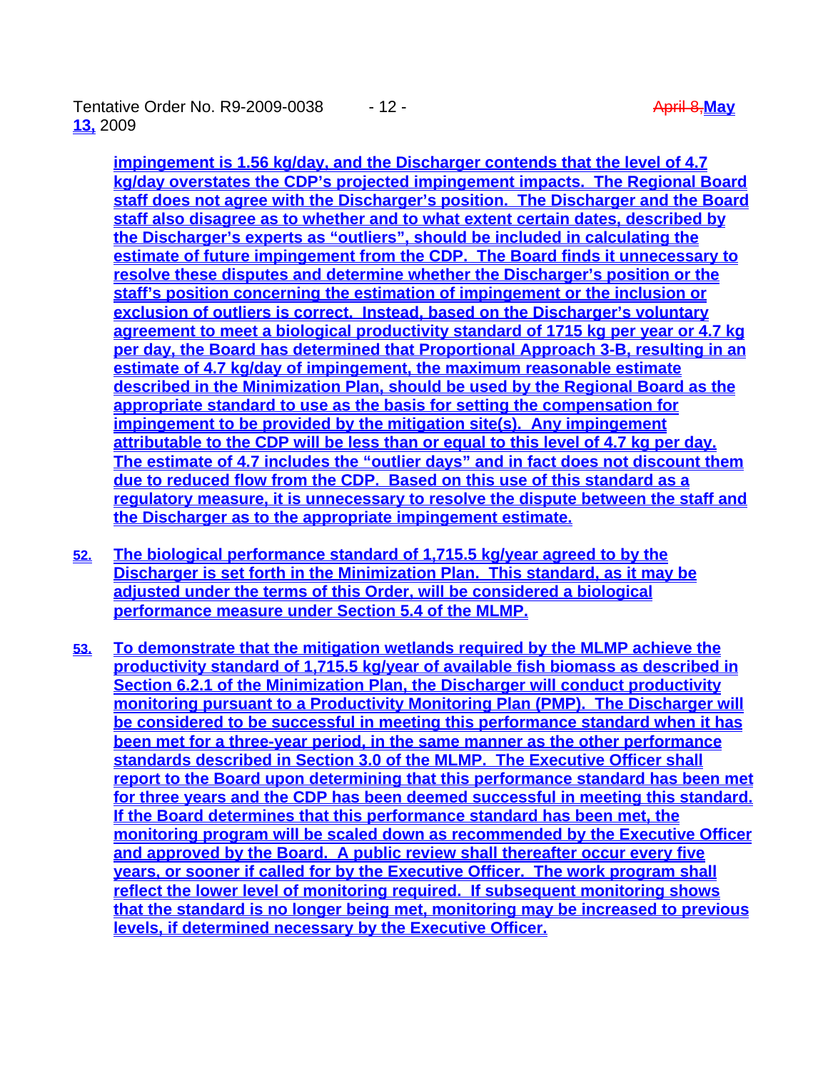impingement is 1.56 kg/day, and the Discharger contends that the level of 4.7 kg/day overstates the CDP's projected impingement impacts. The Regional Board staff does not agree with the Discharger's position. The Discharger and the Board staff also disagree as to whether and to what extent certain dates, described by the Discharger's experts as "outliers", should be included in calculating the estimate of future impingement from the CDP. The Board finds it unnecessary to resolve these disputes and determine whether the Discharger's position or the staff's position concerning the estimation of impingement or the inclusion or exclusion of outliers is correct. Instead, based on the Discharger's voluntary agreement to meet a biological productivity standard of 1715 kg per year or 4.7 kg per day, the Board has determined that Proportional Approach 3-B, resulting in an estimate of 4.7 kg/day of impingement, the maximum reasonable estimate described in the Minimization Plan, should be used by the Regional Board as the appropriate standard to use as the basis for setting the compensation for impingement to be provided by the mitigation site(s). Any impingement attributable to the CDP will be less than or equal to this level of 4.7 kg per day. The estimate of 4.7 includes the "outlier days" and in fact does not discount them due to reduced flow from the CDP. Based on this use of this standard as a regulatory measure, it is unnecessary to resolve the dispute between the staff and the Discharger as to the appropriate impingement estimate.

52. The biological performance standard of 1,715.5 kg/year agreed to by the Discharger is set forth in the Minimization Plan. This standard, as it may be adjusted under the terms of this Order, will be considered a biological performance measure under Section 5.4 of the MLMP.

53. To demonstrate that the mitigation wetlands required by the MLMP achieve the productivity standard of 1,715.5 kg/year of available fish biomass as described in Section 6.2.1 of the Minimization Plan, the Discharger will conduct productivity monitoring pursuant to a Productivity Monitoring Plan (PMP). The Discharger will be considered to be successful in meeting this performance standard when it has been met for a three-year period, in the same manner as the other performance standards described in Section 3.0 of the MLMP. The Executive Officer shall report to the Board upon determining that this performance standard has been met for three years and the CDP has been deemed successful in meeting this standard. If the Board determines that this performance standard has been met, the monitoring program will be scaled down as recommended by the Executive Officer and approved by the Board. A public review shall thereafter occur every five years, or sooner if called for by the Executive Officer. The work program shall reflect the lower level of monitoring required. If subsequent monitoring shows that the standard is no longer being met, monitoring may be increased to previous levels, if determined necessary by the Executive Officer.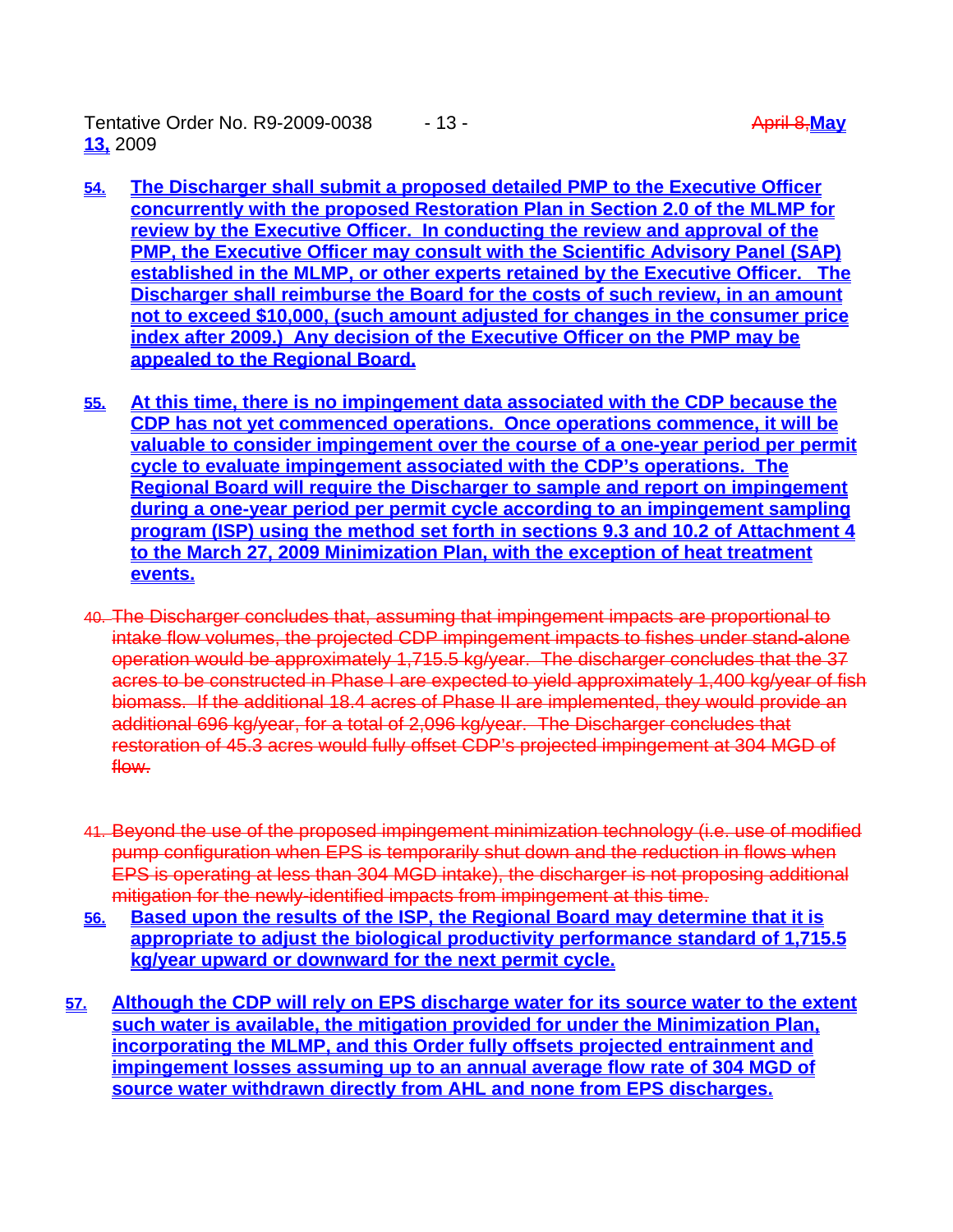54. The Discharger shall submit a proposed detailed PMP to the Executive Officer concurrently with the proposed Restoration Plan in Section 2.0 of the MLMP for review by the Executive Officer. In conducting the review and approval of the PMP, the Executive Officer may consult with the Scientific Advisory Panel (SAP) established in the MLMP, or other experts retained by the Executive Officer. The Discharger shall reimburse the Board for the costs of such review, in an amount not to exceed $10,000, (such amount adjusted for changes in the consumer price index after 2009.) Any decision of the Executive Officer on the PMP may be appealed to the Regional Board.

55. At this time, there is no impingement data associated with the CDP because the CDP has not yet commenced operations. Once operations commence, it will be valuable to consider impingement over the course of a one-year period per permit cycle to evaluate impingement associated with the CDP's operations. The Regional Board will require the Discharger to sample and report on impingement during a one-year period per permit cycle according to an impingement sampling program (ISP) using the method set forth in sections 9.3 and 10.2 of Attachment 4 to the March 27, 2009 Minimization Plan, with the exception of heat treatment events.

40. ~~The Discharger concludes that, assuming that impingement impacts are proportional to intake flow volumes, the projected CDP impingement impacts to fishes under stand-alone operation would be approximately 1,715.5 kg/year. The discharger concludes that the 37 acres to be constructed in Phase I are expected to yield approximately 1,400 kg/year of fish biomass. If the additional 18.4 acres of Phase II are implemented, they would provide an additional 696 kg/year, for a total of 2,096 kg/year. The Discharger concludes that restoration of 45.3 acres would fully offset CDP's projected impingement at 304 MGD of flow.~~

41. ~~Beyond the use of the proposed impingement minimization technology (i.e. use of modified pump configuration when EPS is temporarily shut down and the reduction in flows when EPS is operating at less than 304 MGD intake), the discharger is not proposing additional mitigation for the newly-identified impacts from impingement at this time.~~

56. Based upon the results of the ISP, the Regional Board may determine that it is appropriate to adjust the biological productivity performance standard of 1,715.5 kg/year upward or downward for the next permit cycle.

57. Although the CDP will rely on EPS discharge water for its source water to the extent such water is available, the mitigation provided for under the Minimization Plan, incorporating the MLMP, and this Order fully offsets projected entrainment and impingement losses assuming up to an annual average flow rate of 304 MGD of source water withdrawn directly from AHL and none from EPS discharges.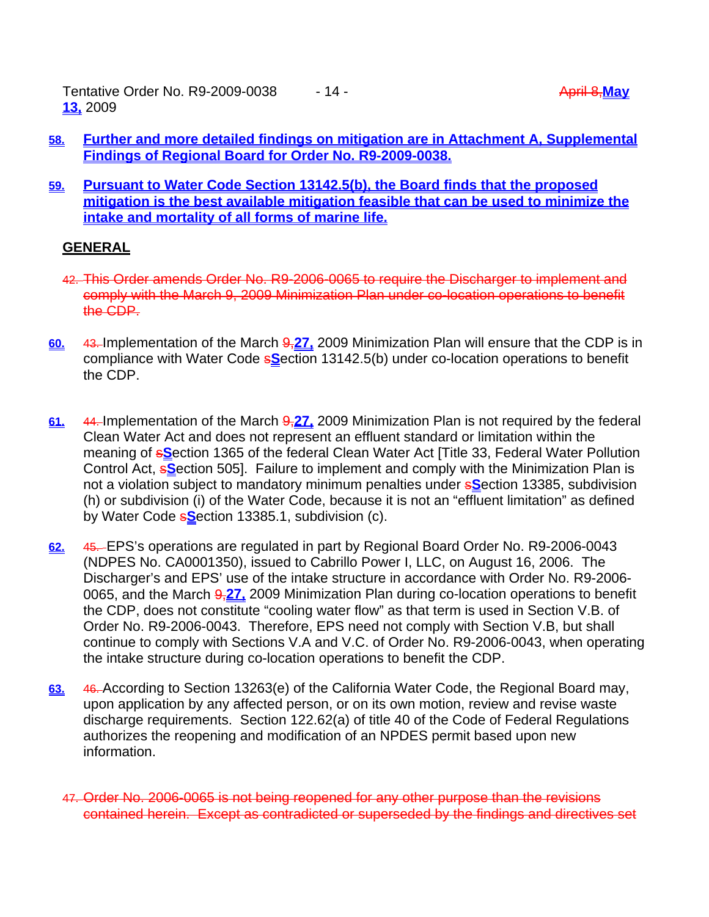58. Further and more detailed findings on mitigation are in Attachment A, Supplemental Findings of Regional Board for Order No. R9-2009-0038.

59. Pursuant to Water Code Section 13142.5(b), the Board finds that the proposed mitigation is the best available mitigation feasible that can be used to minimize the intake and mortality of all forms of marine life.

## GENERAL

~~42. This Order amends Order No. R9-2006-0065 to require the Discharger to implement and comply with the March 9, 2009 Minimization Plan under co-location operations to benefit the CDP.~~

60. ~~43.~~ Implementation of the March ~~9,~~27, 2009 Minimization Plan will ensure that the CDP is in compliance with Water Code ~~s~~Section 13142.5(b) under co-location operations to benefit the CDP.

61. ~~44.~~ Implementation of the March ~~9,~~27, 2009 Minimization Plan is not required by the federal Clean Water Act and does not represent an effluent standard or limitation within the meaning of ~~s~~Section 1365 of the federal Clean Water Act [Title 33, Federal Water Pollution Control Act, ~~s~~Section 505]. Failure to implement and comply with the Minimization Plan is not a violation subject to mandatory minimum penalties under ~~s~~Section 13385, subdivision (h) or subdivision (i) of the Water Code, because it is not an "effluent limitation" as defined by Water Code ~~s~~Section 13385.1, subdivision (c).

62. ~~45.~~ EPS's operations are regulated in part by Regional Board Order No. R9-2006-0043 (NDPES No. CA0001350), issued to Cabrillo Power I, LLC, on August 16, 2006. The Discharger's and EPS' use of the intake structure in accordance with Order No. R9-2006-0065, and the March ~~9,~~27, 2009 Minimization Plan during co-location operations to benefit the CDP, does not constitute "cooling water flow" as that term is used in Section V.B. of Order No. R9-2006-0043. Therefore, EPS need not comply with Section V.B, but shall continue to comply with Sections V.A and V.C. of Order No. R9-2006-0043, when operating the intake structure during co-location operations to benefit the CDP.

63. ~~46.~~ According to Section 13263(e) of the California Water Code, the Regional Board may, upon application by any affected person, or on its own motion, review and revise waste discharge requirements. Section 122.62(a) of title 40 of the Code of Federal Regulations authorizes the reopening and modification of an NPDES permit based upon new information.

~~47. Order No. 2006-0065 is not being reopened for any other purpose than the revisions contained herein. Except as contradicted or superseded by the findings and directives set~~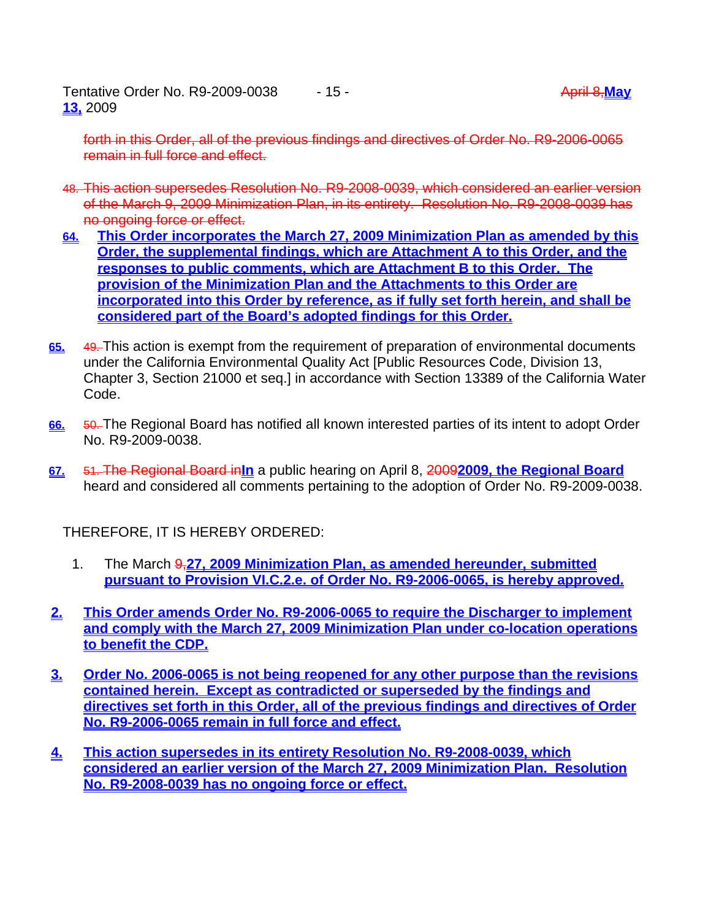~~forth in this Order, all of the previous findings and directives of Order No. R9-2006-0065 remain in full force and effect.~~

~~48. This action supersedes Resolution No. R9-2008-0039, which considered an earlier version of the March 9, 2009 Minimization Plan, in its entirety. Resolution No. R9-2008-0039 has no ongoing force or effect.~~

**64.** **This Order incorporates the March 27, 2009 Minimization Plan as amended by this Order, the supplemental findings, which are Attachment A to this Order, and the responses to public comments, which are Attachment B to this Order. The provision of the Minimization Plan and the Attachments to this Order are incorporated into this Order by reference, as if fully set forth herein, and shall be considered part of the Board's adopted findings for this Order.**

**65.** ~~49.~~ This action is exempt from the requirement of preparation of environmental documents under the California Environmental Quality Act [Public Resources Code, Division 13, Chapter 3, Section 21000 et seq.] in accordance with Section 13389 of the California Water Code.

**66.** ~~50.~~ The Regional Board has notified all known interested parties of its intent to adopt Order No. R9-2009-0038.

**67.** ~~51. The Regional Board in~~**In** a public hearing on April 8, ~~2009~~**2009, the Regional Board** heard and considered all comments pertaining to the adoption of Order No. R9-2009-0038.

THEREFORE, IT IS HEREBY ORDERED:

1. The March ~~9,~~**27, 2009 Minimization Plan, as amended hereunder, submitted pursuant to Provision VI.C.2.e. of Order No. R9-2006-0065, is hereby approved.**

**2.** **This Order amends Order No. R9-2006-0065 to require the Discharger to implement and comply with the March 27, 2009 Minimization Plan under co-location operations to benefit the CDP.**

**3.** **Order No. 2006-0065 is not being reopened for any other purpose than the revisions contained herein. Except as contradicted or superseded by the findings and directives set forth in this Order, all of the previous findings and directives of Order No. R9-2006-0065 remain in full force and effect.**

**4.** **This action supersedes in its entirety Resolution No. R9-2008-0039, which considered an earlier version of the March 27, 2009 Minimization Plan. Resolution No. R9-2008-0039 has no ongoing force or effect.**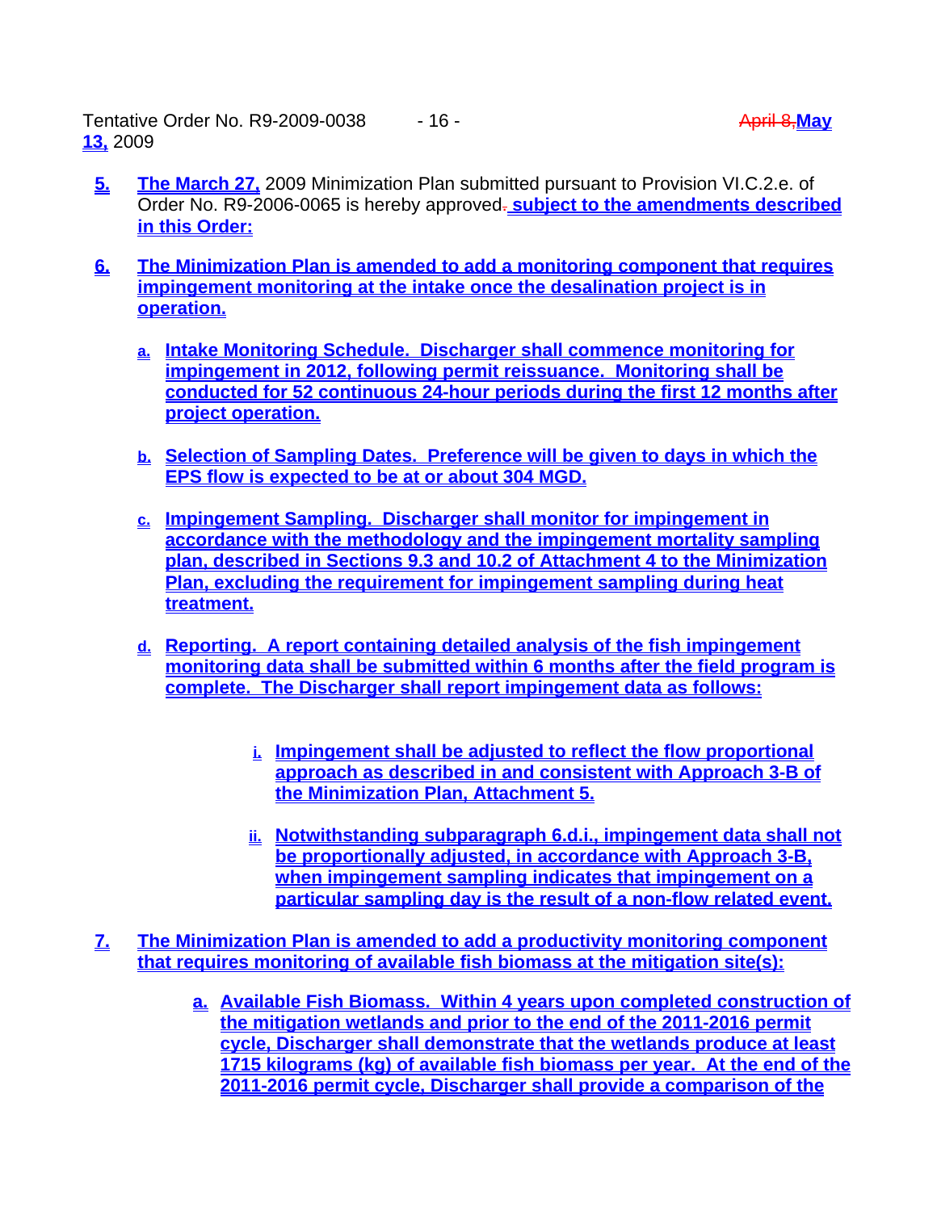5. The March 27, 2009 Minimization Plan submitted pursuant to Provision VI.C.2.e. of Order No. R9-2006-0065 is hereby approved. subject to the amendments described in this Order:

6. The Minimization Plan is amended to add a monitoring component that requires impingement monitoring at the intake once the desalination project is in operation.

   a. Intake Monitoring Schedule. Discharger shall commence monitoring for impingement in 2012, following permit reissuance. Monitoring shall be conducted for 52 continuous 24-hour periods during the first 12 months after project operation.

   b. Selection of Sampling Dates. Preference will be given to days in which the EPS flow is expected to be at or about 304 MGD.

   c. Impingement Sampling. Discharger shall monitor for impingement in accordance with the methodology and the impingement mortality sampling plan, described in Sections 9.3 and 10.2 of Attachment 4 to the Minimization Plan, excluding the requirement for impingement sampling during heat treatment.

   d. Reporting. A report containing detailed analysis of the fish impingement monitoring data shall be submitted within 6 months after the field program is complete. The Discharger shall report impingement data as follows:

      i. Impingement shall be adjusted to reflect the flow proportional approach as described in and consistent with Approach 3-B of the Minimization Plan, Attachment 5.

      ii. Notwithstanding subparagraph 6.d.i., impingement data shall not be proportionally adjusted, in accordance with Approach 3-B, when impingement sampling indicates that impingement on a particular sampling day is the result of a non-flow related event.

7. The Minimization Plan is amended to add a productivity monitoring component that requires monitoring of available fish biomass at the mitigation site(s):

   a. Available Fish Biomass. Within 4 years upon completed construction of the mitigation wetlands and prior to the end of the 2011-2016 permit cycle, Discharger shall demonstrate that the wetlands produce at least 1715 kilograms (kg) of available fish biomass per year. At the end of the 2011-2016 permit cycle, Discharger shall provide a comparison of the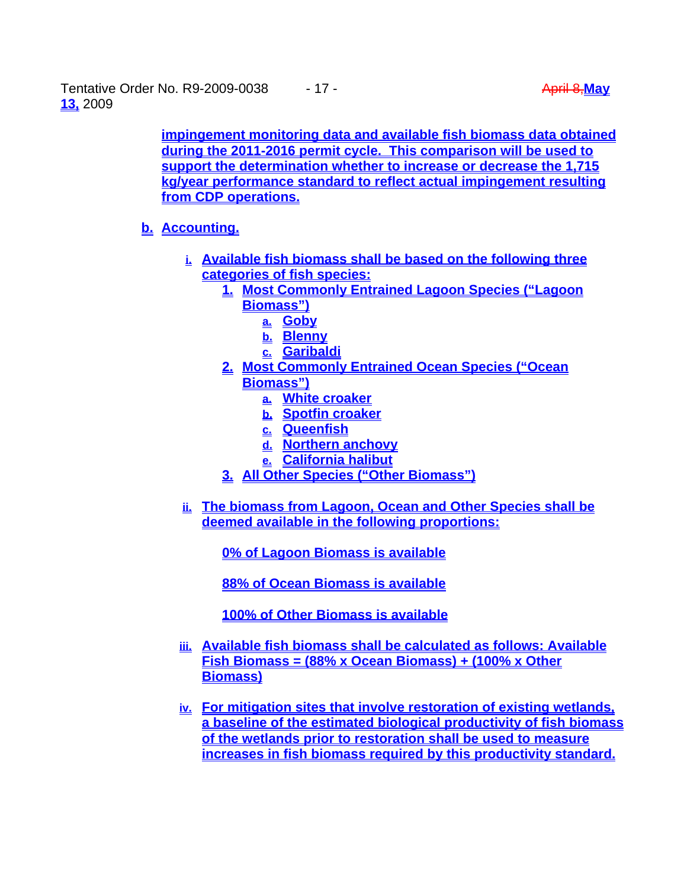impingement monitoring data and available fish biomass data obtained during the 2011-2016 permit cycle. This comparison will be used to support the determination whether to increase or decrease the 1,715 kg/year performance standard to reflect actual impingement resulting from CDP operations.

b. Accounting.

i. Available fish biomass shall be based on the following three categories of fish species:

1. Most Commonly Entrained Lagoon Species ("Lagoon Biomass")
   a. Goby
   b. Blenny
   c. Garibaldi
2. Most Commonly Entrained Ocean Species ("Ocean Biomass")
   a. White croaker
   b. Spotfin croaker
   c. Queenfish
   d. Northern anchovy
   e. California halibut
3. All Other Species ("Other Biomass")

ii. The biomass from Lagoon, Ocean and Other Species shall be deemed available in the following proportions:

0% of Lagoon Biomass is available

88% of Ocean Biomass is available

100% of Other Biomass is available

iii. Available fish biomass shall be calculated as follows: Available Fish Biomass = (88% x Ocean Biomass) + (100% x Other Biomass)

iv. For mitigation sites that involve restoration of existing wetlands, a baseline of the estimated biological productivity of fish biomass of the wetlands prior to restoration shall be used to measure increases in fish biomass required by this productivity standard.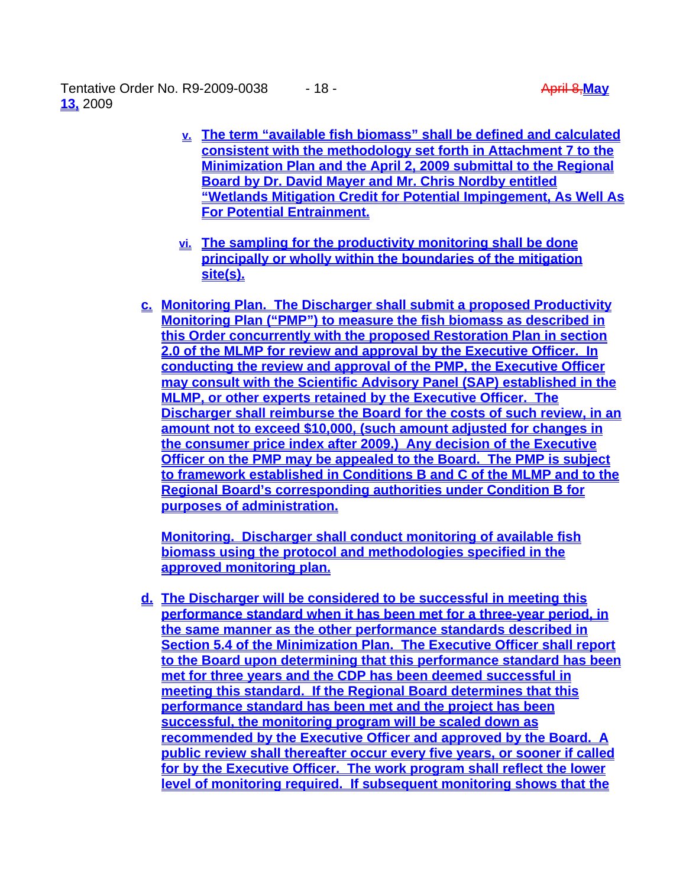v. The term "available fish biomass" shall be defined and calculated consistent with the methodology set forth in Attachment 7 to the Minimization Plan and the April 2, 2009 submittal to the Regional Board by Dr. David Mayer and Mr. Chris Nordby entitled "Wetlands Mitigation Credit for Potential Impingement, As Well As For Potential Entrainment.

vi. The sampling for the productivity monitoring shall be done principally or wholly within the boundaries of the mitigation site(s).

c. Monitoring Plan. The Discharger shall submit a proposed Productivity Monitoring Plan ("PMP") to measure the fish biomass as described in this Order concurrently with the proposed Restoration Plan in section 2.0 of the MLMP for review and approval by the Executive Officer. In conducting the review and approval of the PMP, the Executive Officer may consult with the Scientific Advisory Panel (SAP) established in the MLMP, or other experts retained by the Executive Officer. The Discharger shall reimburse the Board for the costs of such review, in an amount not to exceed $10,000, (such amount adjusted for changes in the consumer price index after 2009.) Any decision of the Executive Officer on the PMP may be appealed to the Board. The PMP is subject to framework established in Conditions B and C of the MLMP and to the Regional Board's corresponding authorities under Condition B for purposes of administration.

Monitoring. Discharger shall conduct monitoring of available fish biomass using the protocol and methodologies specified in the approved monitoring plan.

d. The Discharger will be considered to be successful in meeting this performance standard when it has been met for a three-year period, in the same manner as the other performance standards described in Section 5.4 of the Minimization Plan. The Executive Officer shall report to the Board upon determining that this performance standard has been met for three years and the CDP has been deemed successful in meeting this standard. If the Regional Board determines that this performance standard has been met and the project has been successful, the monitoring program will be scaled down as recommended by the Executive Officer and approved by the Board. A public review shall thereafter occur every five years, or sooner if called for by the Executive Officer. The work program shall reflect the lower level of monitoring required. If subsequent monitoring shows that the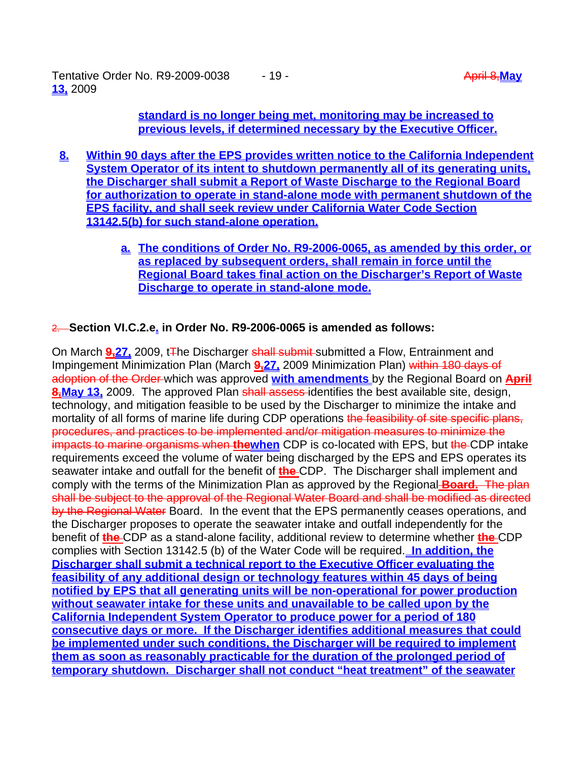standard is no longer being met, monitoring may be increased to previous levels, if determined necessary by the Executive Officer.

8. Within 90 days after the EPS provides written notice to the California Independent System Operator of its intent to shutdown permanently all of its generating units, the Discharger shall submit a Report of Waste Discharge to the Regional Board for authorization to operate in stand-alone mode with permanent shutdown of the EPS facility, and shall seek review under California Water Code Section 13142.5(b) for such stand-alone operation.

   a. The conditions of Order No. R9-2006-0065, as amended by this order, or as replaced by subsequent orders, shall remain in force until the Regional Board takes final action on the Discharger's Report of Waste Discharge to operate in stand-alone mode.

2. **Section VI.C.2.e. in Order No. R9-2006-0065 is amended as follows:**

On March 9,27, 2009, tThe Discharger shall submit submitted a Flow, Entrainment and Impingement Minimization Plan (March 9,27, 2009 Minimization Plan) within 180 days of adoption of the Order which was approved **with amendments** by the Regional Board on **April 8,May 13,** 2009. The approved Plan shall assess identifies the best available site, design, technology, and mitigation feasible to be used by the Discharger to minimize the intake and mortality of all forms of marine life during CDP operations the feasibility of site specific plans, procedures, and practices to be implemented and/or mitigation measures to minimize the impacts to marine organisms when **thewhen** CDP is co-located with EPS, but the CDP intake requirements exceed the volume of water being discharged by the EPS and EPS operates its seawater intake and outfall for the benefit of **the** CDP. The Discharger shall implement and comply with the terms of the Minimization Plan as approved by the Regional **Board.** The plan shall be subject to the approval of the Regional Water Board and shall be modified as directed by the Regional Water Board. In the event that the EPS permanently ceases operations, and the Discharger proposes to operate the seawater intake and outfall independently for the benefit of **the** CDP as a stand-alone facility, additional review to determine whether **the** CDP complies with Section 13142.5 (b) of the Water Code will be required. **In addition, the Discharger shall submit a technical report to the Executive Officer evaluating the feasibility of any additional design or technology features within 45 days of being notified by EPS that all generating units will be non-operational for power production without seawater intake for these units and unavailable to be called upon by the California Independent System Operator to produce power for a period of 180 consecutive days or more. If the Discharger identifies additional measures that could be implemented under such conditions, the Discharger will be required to implement them as soon as reasonably practicable for the duration of the prolonged period of temporary shutdown. Discharger shall not conduct "heat treatment" of the seawater**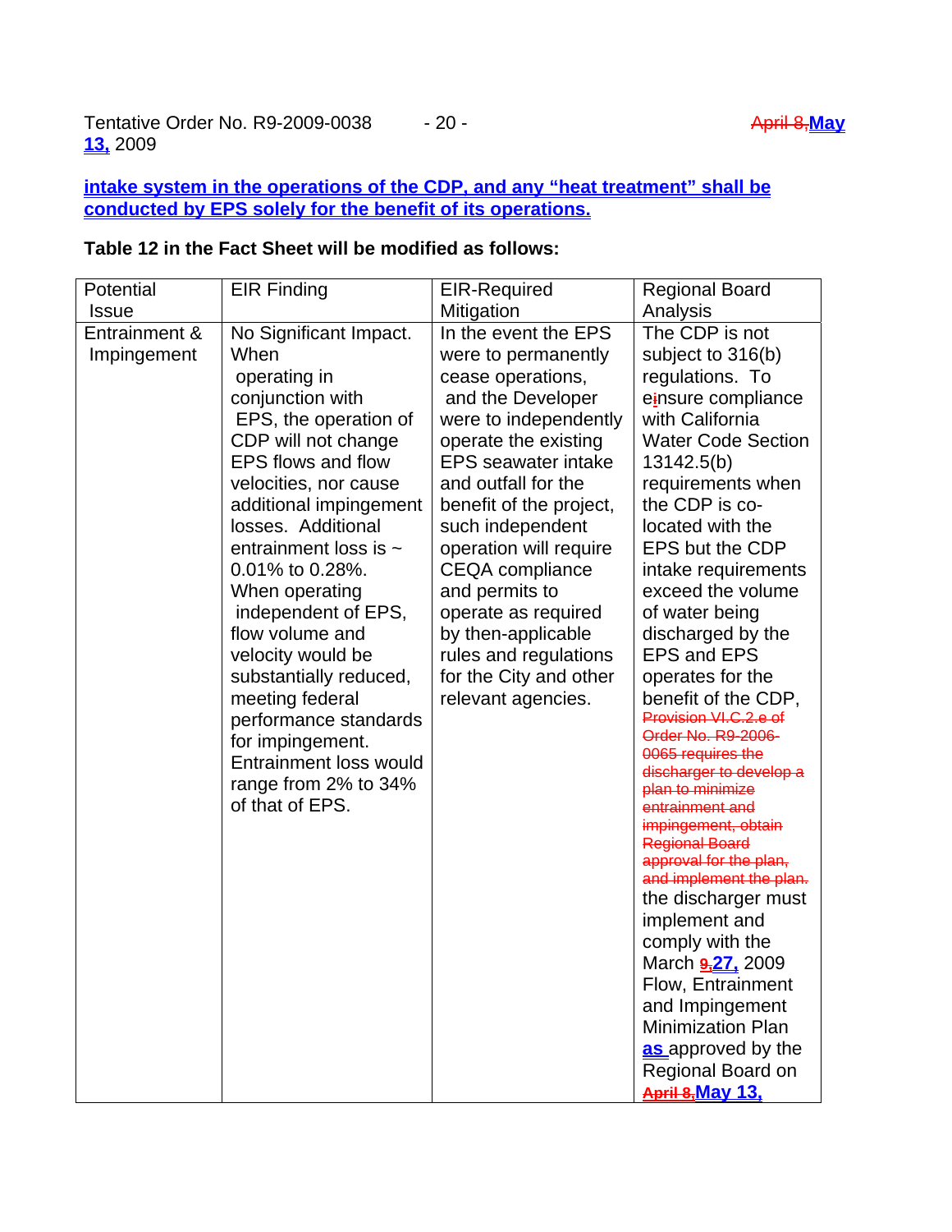**intake system in the operations of the CDP, and any "heat treatment" shall be conducted by EPS solely for the benefit of its operations.**

**Table 12 in the Fact Sheet will be modified as follows:**

| Potential Issue | EIR Finding | EIR-Required Mitigation | Regional Board Analysis |
|---|---|---|---|
| Entrainment & Impingement | No Significant Impact. When operating in conjunction with EPS, the operation of CDP will not change EPS flows and flow velocities, nor cause additional impingement losses. Additional entrainment loss is ~ 0.01% to 0.28%. When operating independent of EPS, flow volume and velocity would be substantially reduced, meeting federal performance standards for impingement. Entrainment loss would range from 2% to 34% of that of EPS. | In the event the EPS were to permanently cease operations, and the Developer were to independently operate the existing EPS seawater intake and outfall for the benefit of the project, such independent operation will require CEQA compliance and permits to operate as required by then-applicable rules and regulations for the City and other relevant agencies. | The CDP is not subject to 316(b) regulations. To e~~i~~nsure compliance with California Water Code Section 13142.5(b) requirements when the CDP is co-located with the EPS but the CDP intake requirements exceed the volume of water being discharged by the EPS and EPS operates for the benefit of the CDP, ~~Provision VI.C.2.e of Order No. R9-2006-0065 requires the discharger to develop a plan to minimize entrainment and impingement, obtain Regional Board approval for the plan, and implement the plan.~~ the discharger must implement and comply with the March ~~9,~~**27,** 2009 Flow, Entrainment and Impingement Minimization Plan **as** approved by the Regional Board on ~~April 8,~~**May 13,** |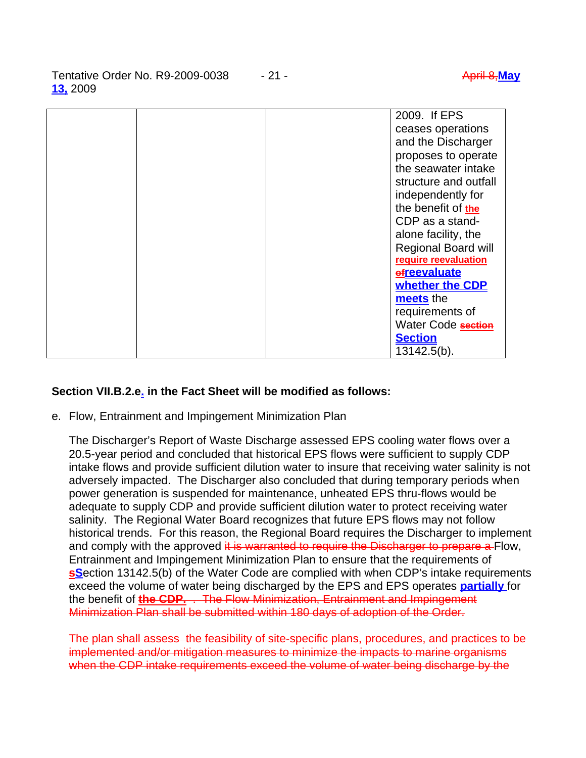| | | | 2009. If EPS ceases operations and the Discharger proposes to operate the seawater intake structure and outfall independently for the benefit of ~~the~~ CDP as a stand-alone facility, the Regional Board will ~~require reevaluation of~~ **reevaluate whether the CDP meets** the requirements of Water Code ~~section~~ **Section** 13142.5(b). |
|---|---|---|---|

**Section VII.B.2.e. in the Fact Sheet will be modified as follows:**

e. Flow, Entrainment and Impingement Minimization Plan

The Discharger's Report of Waste Discharge assessed EPS cooling water flows over a 20.5-year period and concluded that historical EPS flows were sufficient to supply CDP intake flows and provide sufficient dilution water to insure that receiving water salinity is not adversely impacted. The Discharger also concluded that during temporary periods when power generation is suspended for maintenance, unheated EPS thru-flows would be adequate to supply CDP and provide sufficient dilution water to protect receiving water salinity. The Regional Water Board recognizes that future EPS flows may not follow historical trends. For this reason, the Regional Board requires the Discharger to implement and comply with the approved ~~it is warranted to require the Discharger to prepare a~~ Flow, Entrainment and Impingement Minimization Plan to ensure that the requirements of ~~s~~**S**ection 13142.5(b) of the Water Code are complied with when CDP's intake requirements exceed the volume of water being discharged by the EPS and EPS operates **partially** for the benefit of ~~the CDP.~~ . ~~The Flow Minimization, Entrainment and Impingement Minimization Plan shall be submitted within 180 days of adoption of the Order.~~

~~The plan shall assess the feasibility of site-specific plans, procedures, and practices to be implemented and/or mitigation measures to minimize the impacts to marine organisms when the CDP intake requirements exceed the volume of water being discharge by the~~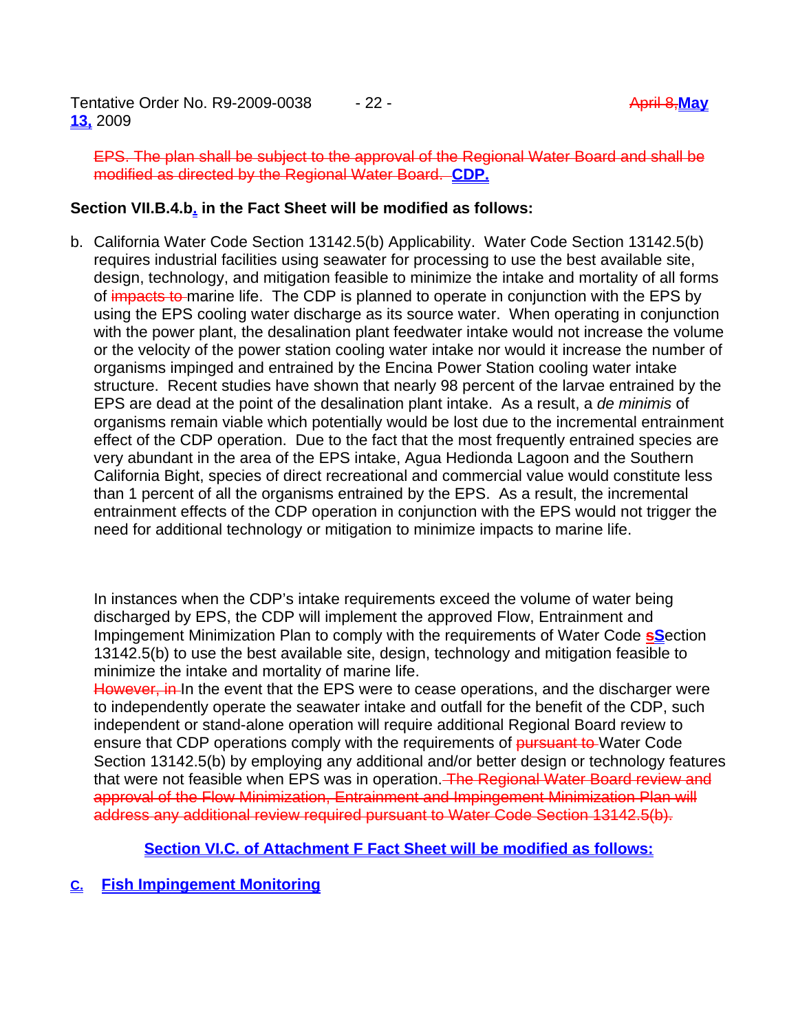~~EPS. The plan shall be subject to the approval of the Regional Water Board and shall be modified as directed by the Regional Water Board.~~ **CDP.**

**Section VII.B.4.b. in the Fact Sheet will be modified as follows:**

b. California Water Code Section 13142.5(b) Applicability. Water Code Section 13142.5(b) requires industrial facilities using seawater for processing to use the best available site, design, technology, and mitigation feasible to minimize the intake and mortality of all forms of ~~impacts to~~ marine life. The CDP is planned to operate in conjunction with the EPS by using the EPS cooling water discharge as its source water. When operating in conjunction with the power plant, the desalination plant feedwater intake would not increase the volume or the velocity of the power station cooling water intake nor would it increase the number of organisms impinged and entrained by the Encina Power Station cooling water intake structure. Recent studies have shown that nearly 98 percent of the larvae entrained by the EPS are dead at the point of the desalination plant intake. As a result, a *de minimis* of organisms remain viable which potentially would be lost due to the incremental entrainment effect of the CDP operation. Due to the fact that the most frequently entrained species are very abundant in the area of the EPS intake, Agua Hedionda Lagoon and the Southern California Bight, species of direct recreational and commercial value would constitute less than 1 percent of all the organisms entrained by the EPS. As a result, the incremental entrainment effects of the CDP operation in conjunction with the EPS would not trigger the need for additional technology or mitigation to minimize impacts to marine life.

In instances when the CDP's intake requirements exceed the volume of water being discharged by EPS, the CDP will implement the approved Flow, Entrainment and Impingement Minimization Plan to comply with the requirements of Water Code ~~s~~**S**ection 13142.5(b) to use the best available site, design, technology and mitigation feasible to minimize the intake and mortality of marine life.
~~However, in~~ In the event that the EPS were to cease operations, and the discharger were to independently operate the seawater intake and outfall for the benefit of the CDP, such independent or stand-alone operation will require additional Regional Board review to ensure that CDP operations comply with the requirements of ~~pursuant to~~ Water Code Section 13142.5(b) by employing any additional and/or better design or technology features that were not feasible when EPS was in operation. ~~The Regional Water Board review and approval of the Flow Minimization, Entrainment and Impingement Minimization Plan will address any additional review required pursuant to Water Code Section 13142.5(b).~~

**Section VI.C. of Attachment F Fact Sheet will be modified as follows:**

**C. Fish Impingement Monitoring**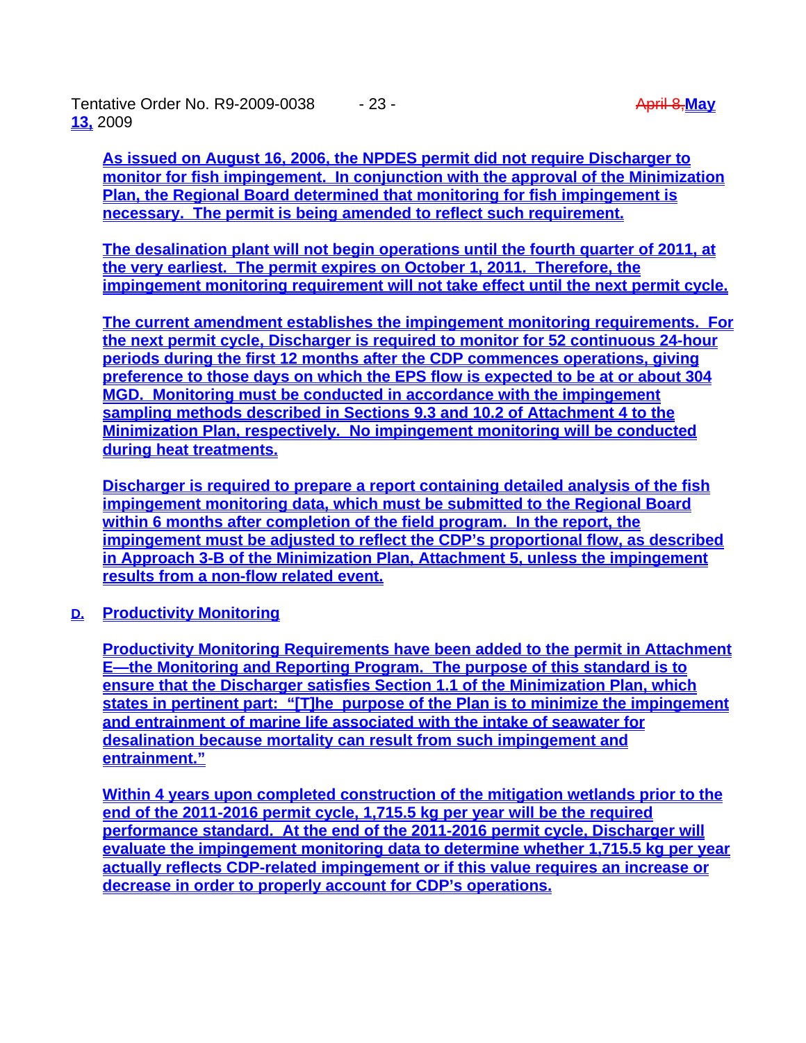As issued on August 16, 2006, the NPDES permit did not require Discharger to monitor for fish impingement. In conjunction with the approval of the Minimization Plan, the Regional Board determined that monitoring for fish impingement is necessary. The permit is being amended to reflect such requirement.

The desalination plant will not begin operations until the fourth quarter of 2011, at the very earliest. The permit expires on October 1, 2011. Therefore, the impingement monitoring requirement will not take effect until the next permit cycle.

The current amendment establishes the impingement monitoring requirements. For the next permit cycle, Discharger is required to monitor for 52 continuous 24-hour periods during the first 12 months after the CDP commences operations, giving preference to those days on which the EPS flow is expected to be at or about 304 MGD. Monitoring must be conducted in accordance with the impingement sampling methods described in Sections 9.3 and 10.2 of Attachment 4 to the Minimization Plan, respectively. No impingement monitoring will be conducted during heat treatments.

Discharger is required to prepare a report containing detailed analysis of the fish impingement monitoring data, which must be submitted to the Regional Board within 6 months after completion of the field program. In the report, the impingement must be adjusted to reflect the CDP's proportional flow, as described in Approach 3-B of the Minimization Plan, Attachment 5, unless the impingement results from a non-flow related event.

## D. Productivity Monitoring

Productivity Monitoring Requirements have been added to the permit in Attachment E—the Monitoring and Reporting Program. The purpose of this standard is to ensure that the Discharger satisfies Section 1.1 of the Minimization Plan, which states in pertinent part: "[T]he purpose of the Plan is to minimize the impingement and entrainment of marine life associated with the intake of seawater for desalination because mortality can result from such impingement and entrainment."

Within 4 years upon completed construction of the mitigation wetlands prior to the end of the 2011-2016 permit cycle, 1,715.5 kg per year will be the required performance standard. At the end of the 2011-2016 permit cycle, Discharger will evaluate the impingement monitoring data to determine whether 1,715.5 kg per year actually reflects CDP-related impingement or if this value requires an increase or decrease in order to properly account for CDP's operations.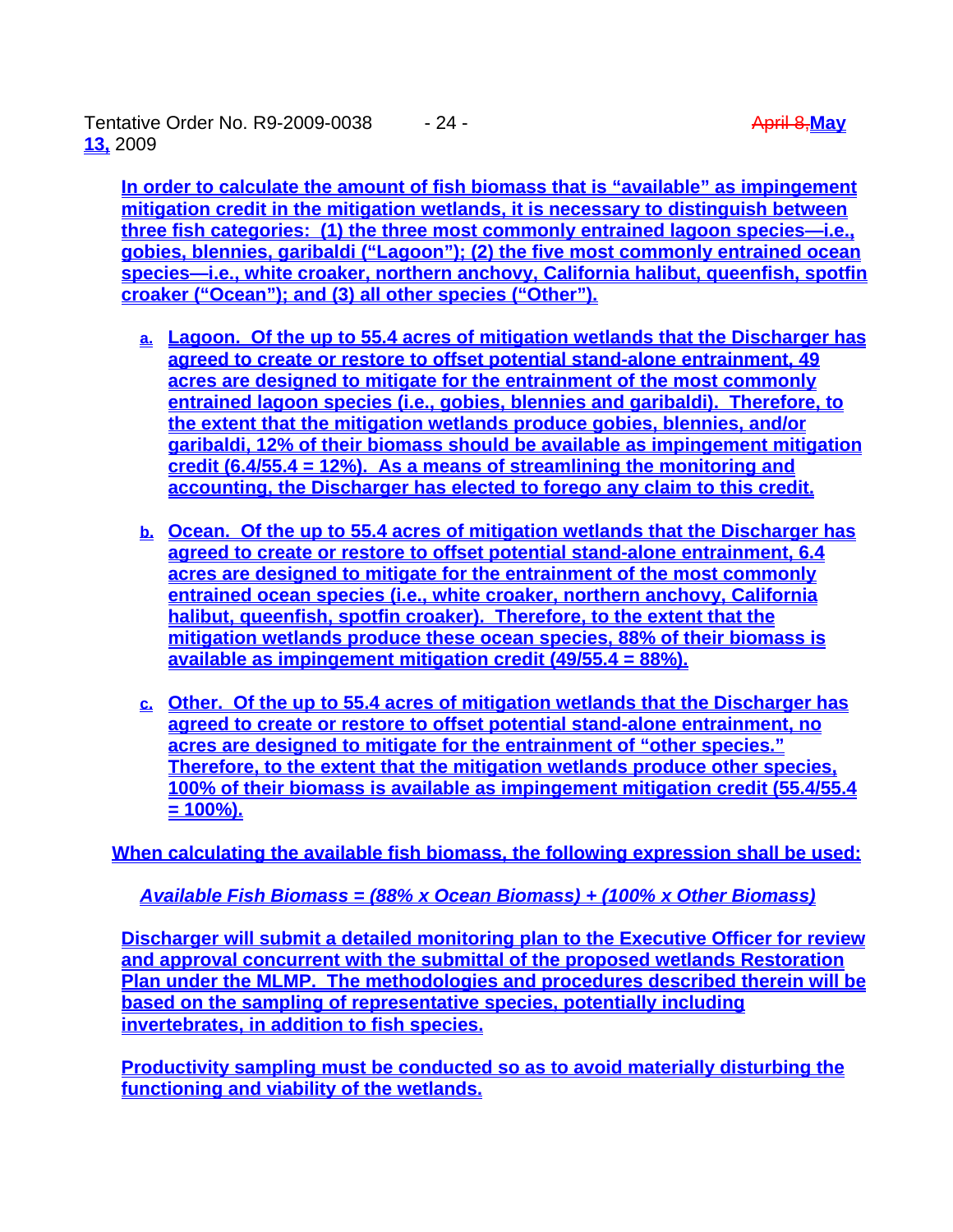In order to calculate the amount of fish biomass that is "available" as impingement mitigation credit in the mitigation wetlands, it is necessary to distinguish between three fish categories: (1) the three most commonly entrained lagoon species—i.e., gobies, blennies, garibaldi ("Lagoon"); (2) the five most commonly entrained ocean species—i.e., white croaker, northern anchovy, California halibut, queenfish, spotfin croaker ("Ocean"); and (3) all other species ("Other").

a. Lagoon. Of the up to 55.4 acres of mitigation wetlands that the Discharger has agreed to create or restore to offset potential stand-alone entrainment, 49 acres are designed to mitigate for the entrainment of the most commonly entrained lagoon species (i.e., gobies, blennies and garibaldi). Therefore, to the extent that the mitigation wetlands produce gobies, blennies, and/or garibaldi, 12% of their biomass should be available as impingement mitigation credit (6.4/55.4 = 12%). As a means of streamlining the monitoring and accounting, the Discharger has elected to forego any claim to this credit.

b. Ocean. Of the up to 55.4 acres of mitigation wetlands that the Discharger has agreed to create or restore to offset potential stand-alone entrainment, 6.4 acres are designed to mitigate for the entrainment of the most commonly entrained ocean species (i.e., white croaker, northern anchovy, California halibut, queenfish, spotfin croaker). Therefore, to the extent that the mitigation wetlands produce these ocean species, 88% of their biomass is available as impingement mitigation credit (49/55.4 = 88%).

c. Other. Of the up to 55.4 acres of mitigation wetlands that the Discharger has agreed to create or restore to offset potential stand-alone entrainment, no acres are designed to mitigate for the entrainment of "other species." Therefore, to the extent that the mitigation wetlands produce other species, 100% of their biomass is available as impingement mitigation credit (55.4/55.4 = 100%).

When calculating the available fish biomass, the following expression shall be used:

*Available Fish Biomass = (88% x Ocean Biomass) + (100% x Other Biomass)*

Discharger will submit a detailed monitoring plan to the Executive Officer for review and approval concurrent with the submittal of the proposed wetlands Restoration Plan under the MLMP. The methodologies and procedures described therein will be based on the sampling of representative species, potentially including invertebrates, in addition to fish species.

Productivity sampling must be conducted so as to avoid materially disturbing the functioning and viability of the wetlands.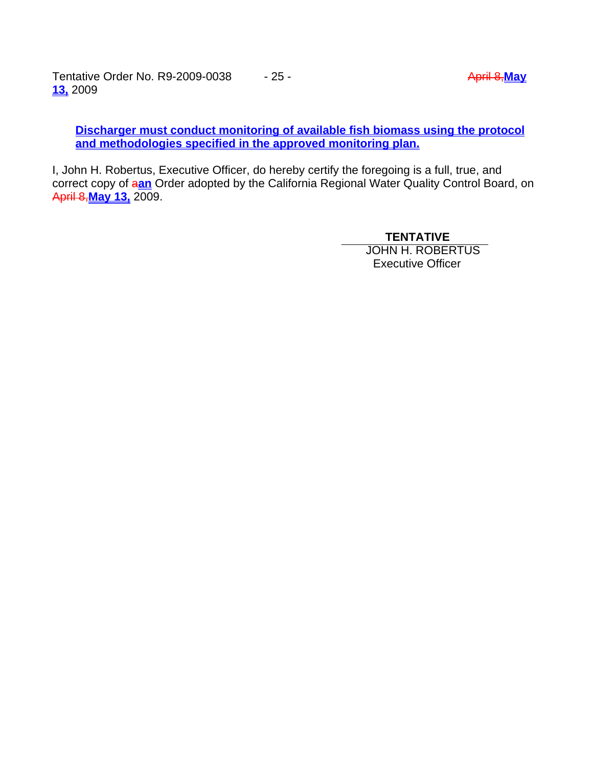**Discharger must conduct monitoring of available fish biomass using the protocol and methodologies specified in the approved monitoring plan.**

I, John H. Robertus, Executive Officer, do hereby certify the foregoing is a full, true, and correct copy of ~~a~~**an** Order adopted by the California Regional Water Quality Control Board, on ~~April 8,~~**May 13,** 2009.

**TENTATIVE**

JOHN H. ROBERTUS
Executive Officer